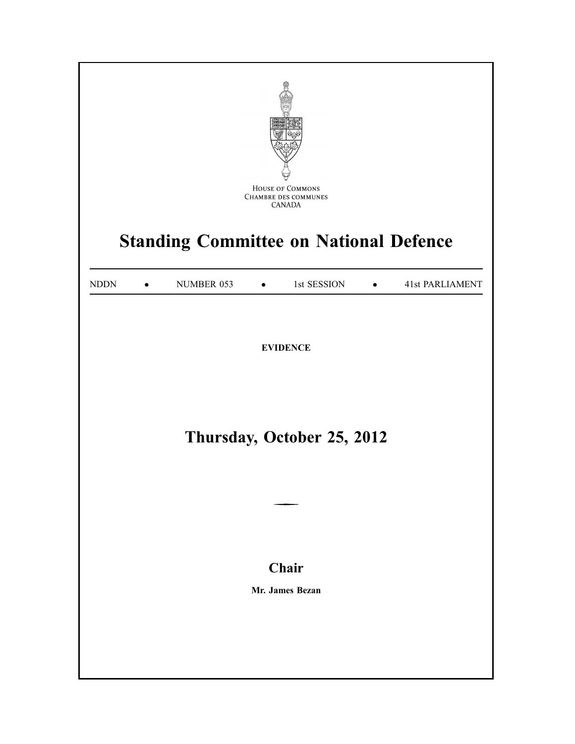HOUSE OF COMMONS
CHAMBRE DES COMMUNES
CANADA

# Standing Committee on National Defence

NDDN • NUMBER 053 • 1st SESSION • 41st PARLIAMENT

**EVIDENCE**

## Thursday, October 25, 2012

## Chair

**Mr. James Bezan**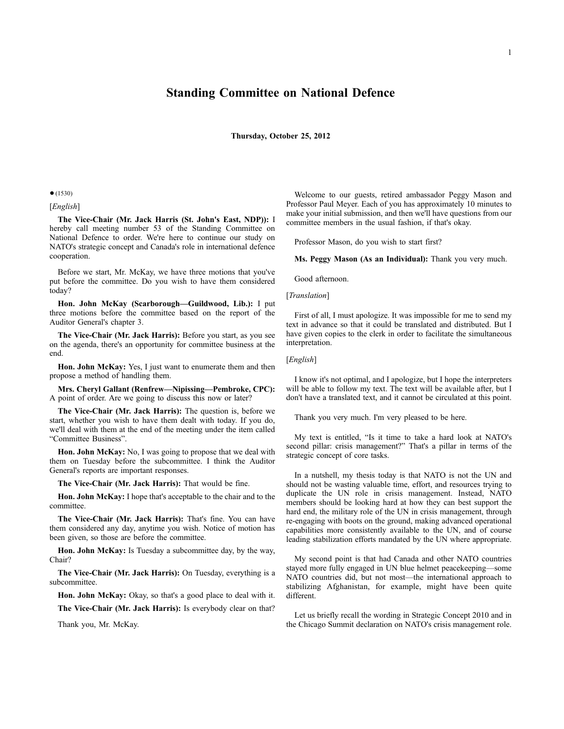# Standing Committee on National Defence

**Thursday, October 25, 2012**

● (1530)

[*English*]

**The Vice-Chair (Mr. Jack Harris (St. John's East, NDP)):** I hereby call meeting number 53 of the Standing Committee on National Defence to order. We're here to continue our study on NATO's strategic concept and Canada's role in international defence cooperation.

Before we start, Mr. McKay, we have three motions that you've put before the committee. Do you wish to have them considered today?

**Hon. John McKay (Scarborough—Guildwood, Lib.):** I put three motions before the committee based on the report of the Auditor General's chapter 3.

**The Vice-Chair (Mr. Jack Harris):** Before you start, as you see on the agenda, there's an opportunity for committee business at the end.

**Hon. John McKay:** Yes, I just want to enumerate them and then propose a method of handling them.

**Mrs. Cheryl Gallant (Renfrew—Nipissing—Pembroke, CPC):** A point of order. Are we going to discuss this now or later?

**The Vice-Chair (Mr. Jack Harris):** The question is, before we start, whether you wish to have them dealt with today. If you do, we'll deal with them at the end of the meeting under the item called "Committee Business".

**Hon. John McKay:** No, I was going to propose that we deal with them on Tuesday before the subcommittee. I think the Auditor General's reports are important responses.

**The Vice-Chair (Mr. Jack Harris):** That would be fine.

**Hon. John McKay:** I hope that's acceptable to the chair and to the committee.

**The Vice-Chair (Mr. Jack Harris):** That's fine. You can have them considered any day, anytime you wish. Notice of motion has been given, so those are before the committee.

**Hon. John McKay:** Is Tuesday a subcommittee day, by the way, Chair?

**The Vice-Chair (Mr. Jack Harris):** On Tuesday, everything is a subcommittee.

**Hon. John McKay:** Okay, so that's a good place to deal with it.

**The Vice-Chair (Mr. Jack Harris):** Is everybody clear on that?

Thank you, Mr. McKay.

Welcome to our guests, retired ambassador Peggy Mason and Professor Paul Meyer. Each of you has approximately 10 minutes to make your initial submission, and then we'll have questions from our committee members in the usual fashion, if that's okay.

Professor Mason, do you wish to start first?

**Ms. Peggy Mason (As an Individual):** Thank you very much.

Good afternoon.

[*Translation*]

First of all, I must apologize. It was impossible for me to send my text in advance so that it could be translated and distributed. But I have given copies to the clerk in order to facilitate the simultaneous interpretation.

[*English*]

I know it's not optimal, and I apologize, but I hope the interpreters will be able to follow my text. The text will be available after, but I don't have a translated text, and it cannot be circulated at this point.

Thank you very much. I'm very pleased to be here.

My text is entitled, "Is it time to take a hard look at NATO's second pillar: crisis management?" That's a pillar in terms of the strategic concept of core tasks.

In a nutshell, my thesis today is that NATO is not the UN and should not be wasting valuable time, effort, and resources trying to duplicate the UN role in crisis management. Instead, NATO members should be looking hard at how they can best support the hard end, the military role of the UN in crisis management, through re-engaging with boots on the ground, making advanced operational capabilities more consistently available to the UN, and of course leading stabilization efforts mandated by the UN where appropriate.

My second point is that had Canada and other NATO countries stayed more fully engaged in UN blue helmet peacekeeping—some NATO countries did, but not most—the international approach to stabilizing Afghanistan, for example, might have been quite different.

Let us briefly recall the wording in Strategic Concept 2010 and in the Chicago Summit declaration on NATO's crisis management role.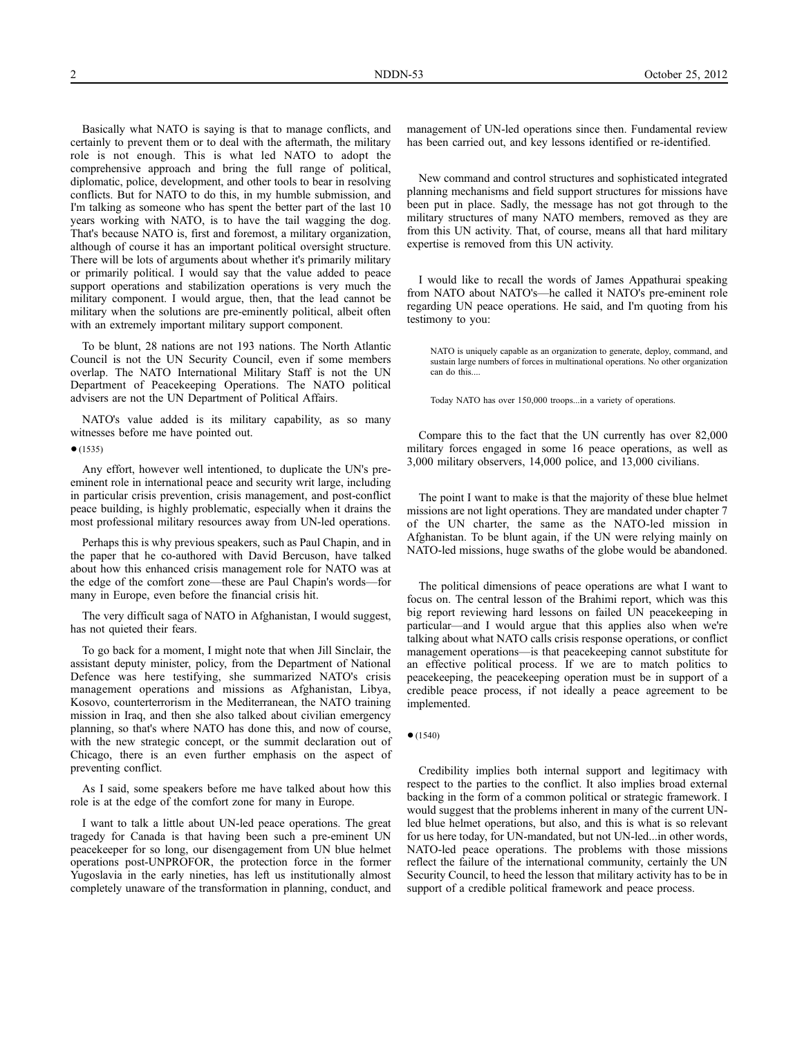Basically what NATO is saying is that to manage conflicts, and certainly to prevent them or to deal with the aftermath, the military role is not enough. This is what led NATO to adopt the comprehensive approach and bring the full range of political, diplomatic, police, development, and other tools to bear in resolving conflicts. But for NATO to do this, in my humble submission, and I'm talking as someone who has spent the better part of the last 10 years working with NATO, is to have the tail wagging the dog. That's because NATO is, first and foremost, a military organization, although of course it has an important political oversight structure. There will be lots of arguments about whether it's primarily military or primarily political. I would say that the value added to peace support operations and stabilization operations is very much the military component. I would argue, then, that the lead cannot be military when the solutions are pre-eminently political, albeit often with an extremely important military support component.

To be blunt, 28 nations are not 193 nations. The North Atlantic Council is not the UN Security Council, even if some members overlap. The NATO International Military Staff is not the UN Department of Peacekeeping Operations. The NATO political advisers are not the UN Department of Political Affairs.

NATO's value added is its military capability, as so many witnesses before me have pointed out.

● (1535)

Any effort, however well intentioned, to duplicate the UN's pre-eminent role in international peace and security writ large, including in particular crisis prevention, crisis management, and post-conflict peace building, is highly problematic, especially when it drains the most professional military resources away from UN-led operations.

Perhaps this is why previous speakers, such as Paul Chapin, and in the paper that he co-authored with David Bercuson, have talked about how this enhanced crisis management role for NATO was at the edge of the comfort zone—these are Paul Chapin's words—for many in Europe, even before the financial crisis hit.

The very difficult saga of NATO in Afghanistan, I would suggest, has not quieted their fears.

To go back for a moment, I might note that when Jill Sinclair, the assistant deputy minister, policy, from the Department of National Defence was here testifying, she summarized NATO's crisis management operations and missions as Afghanistan, Libya, Kosovo, counterterrorism in the Mediterranean, the NATO training mission in Iraq, and then she also talked about civilian emergency planning, so that's where NATO has done this, and now of course, with the new strategic concept, or the summit declaration out of Chicago, there is an even further emphasis on the aspect of preventing conflict.

As I said, some speakers before me have talked about how this role is at the edge of the comfort zone for many in Europe.

I want to talk a little about UN-led peace operations. The great tragedy for Canada is that having been such a pre-eminent UN peacekeeper for so long, our disengagement from UN blue helmet operations post-UNPROFOR, the protection force in the former Yugoslavia in the early nineties, has left us institutionally almost completely unaware of the transformation in planning, conduct, and management of UN-led operations since then. Fundamental review has been carried out, and key lessons identified or re-identified.

New command and control structures and sophisticated integrated planning mechanisms and field support structures for missions have been put in place. Sadly, the message has not got through to the military structures of many NATO members, removed as they are from this UN activity. That, of course, means all that hard military expertise is removed from this UN activity.

I would like to recall the words of James Appathurai speaking from NATO about NATO's—he called it NATO's pre-eminent role regarding UN peace operations. He said, and I'm quoting from his testimony to you:

> NATO is uniquely capable as an organization to generate, deploy, command, and sustain large numbers of forces in multinational operations. No other organization can do this....
>
> Today NATO has over 150,000 troops...in a variety of operations.

Compare this to the fact that the UN currently has over 82,000 military forces engaged in some 16 peace operations, as well as 3,000 military observers, 14,000 police, and 13,000 civilians.

The point I want to make is that the majority of these blue helmet missions are not light operations. They are mandated under chapter 7 of the UN charter, the same as the NATO-led mission in Afghanistan. To be blunt again, if the UN were relying mainly on NATO-led missions, huge swaths of the globe would be abandoned.

The political dimensions of peace operations are what I want to focus on. The central lesson of the Brahimi report, which was this big report reviewing hard lessons on failed UN peacekeeping in particular—and I would argue that this applies also when we're talking about what NATO calls crisis response operations, or conflict management operations—is that peacekeeping cannot substitute for an effective political process. If we are to match politics to peacekeeping, the peacekeeping operation must be in support of a credible peace process, if not ideally a peace agreement to be implemented.

● (1540)

Credibility implies both internal support and legitimacy with respect to the parties to the conflict. It also implies broad external backing in the form of a common political or strategic framework. I would suggest that the problems inherent in many of the current UN-led blue helmet operations, but also, and this is what is so relevant for us here today, for UN-mandated, but not UN-led...in other words, NATO-led peace operations. The problems with those missions reflect the failure of the international community, certainly the UN Security Council, to heed the lesson that military activity has to be in support of a credible political framework and peace process.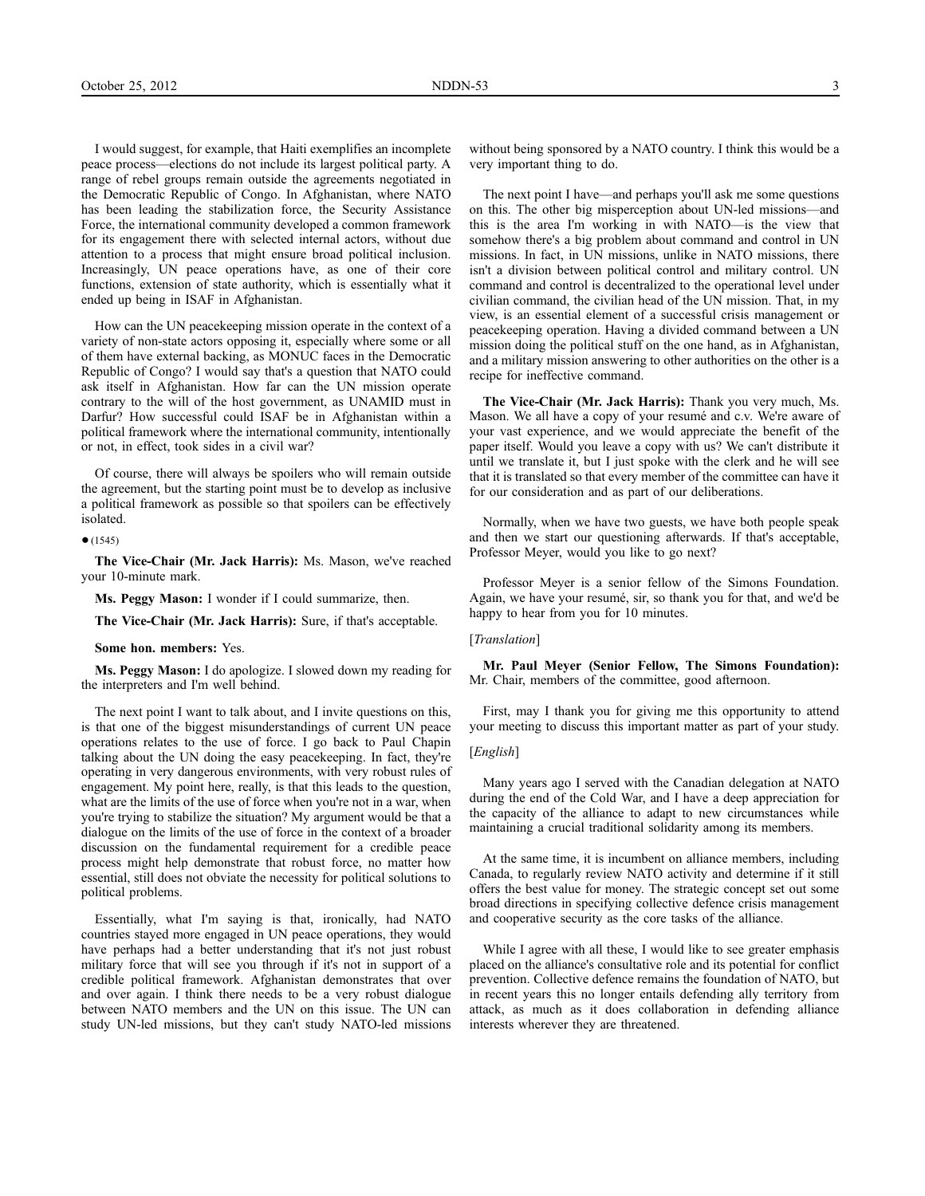I would suggest, for example, that Haiti exemplifies an incomplete peace process—elections do not include its largest political party. A range of rebel groups remain outside the agreements negotiated in the Democratic Republic of Congo. In Afghanistan, where NATO has been leading the stabilization force, the Security Assistance Force, the international community developed a common framework for its engagement there with selected internal actors, without due attention to a process that might ensure broad political inclusion. Increasingly, UN peace operations have, as one of their core functions, extension of state authority, which is essentially what it ended up being in ISAF in Afghanistan.

How can the UN peacekeeping mission operate in the context of a variety of non-state actors opposing it, especially where some or all of them have external backing, as MONUC faces in the Democratic Republic of Congo? I would say that's a question that NATO could ask itself in Afghanistan. How far can the UN mission operate contrary to the will of the host government, as UNAMID must in Darfur? How successful could ISAF be in Afghanistan within a political framework where the international community, intentionally or not, in effect, took sides in a civil war?

Of course, there will always be spoilers who will remain outside the agreement, but the starting point must be to develop as inclusive a political framework as possible so that spoilers can be effectively isolated.

● (1545)

**The Vice-Chair (Mr. Jack Harris):** Ms. Mason, we've reached your 10-minute mark.

**Ms. Peggy Mason:** I wonder if I could summarize, then.

**The Vice-Chair (Mr. Jack Harris):** Sure, if that's acceptable.

**Some hon. members:** Yes.

**Ms. Peggy Mason:** I do apologize. I slowed down my reading for the interpreters and I'm well behind.

The next point I want to talk about, and I invite questions on this, is that one of the biggest misunderstandings of current UN peace operations relates to the use of force. I go back to Paul Chapin talking about the UN doing the easy peacekeeping. In fact, they're operating in very dangerous environments, with very robust rules of engagement. My point here, really, is that this leads to the question, what are the limits of the use of force when you're not in a war, when you're trying to stabilize the situation? My argument would be that a dialogue on the limits of the use of force in the context of a broader discussion on the fundamental requirement for a credible peace process might help demonstrate that robust force, no matter how essential, still does not obviate the necessity for political solutions to political problems.

Essentially, what I'm saying is that, ironically, had NATO countries stayed more engaged in UN peace operations, they would have perhaps had a better understanding that it's not just robust military force that will see you through if it's not in support of a credible political framework. Afghanistan demonstrates that over and over again. I think there needs to be a very robust dialogue between NATO members and the UN on this issue. The UN can study UN-led missions, but they can't study NATO-led missions without being sponsored by a NATO country. I think this would be a very important thing to do.

The next point I have—and perhaps you'll ask me some questions on this. The other big misperception about UN-led missions—and this is the area I'm working in with NATO—is the view that somehow there's a big problem about command and control in UN missions. In fact, in UN missions, unlike in NATO missions, there isn't a division between political control and military control. UN command and control is decentralized to the operational level under civilian command, the civilian head of the UN mission. That, in my view, is an essential element of a successful crisis management or peacekeeping operation. Having a divided command between a UN mission doing the political stuff on the one hand, as in Afghanistan, and a military mission answering to other authorities on the other is a recipe for ineffective command.

**The Vice-Chair (Mr. Jack Harris):** Thank you very much, Ms. Mason. We all have a copy of your resumé and c.v. We're aware of your vast experience, and we would appreciate the benefit of the paper itself. Would you leave a copy with us? We can't distribute it until we translate it, but I just spoke with the clerk and he will see that it is translated so that every member of the committee can have it for our consideration and as part of our deliberations.

Normally, when we have two guests, we have both people speak and then we start our questioning afterwards. If that's acceptable, Professor Meyer, would you like to go next?

Professor Meyer is a senior fellow of the Simons Foundation. Again, we have your resumé, sir, so thank you for that, and we'd be happy to hear from you for 10 minutes.

[*Translation*]

**Mr. Paul Meyer (Senior Fellow, The Simons Foundation):** Mr. Chair, members of the committee, good afternoon.

First, may I thank you for giving me this opportunity to attend your meeting to discuss this important matter as part of your study.

[*English*]

Many years ago I served with the Canadian delegation at NATO during the end of the Cold War, and I have a deep appreciation for the capacity of the alliance to adapt to new circumstances while maintaining a crucial traditional solidarity among its members.

At the same time, it is incumbent on alliance members, including Canada, to regularly review NATO activity and determine if it still offers the best value for money. The strategic concept set out some broad directions in specifying collective defence crisis management and cooperative security as the core tasks of the alliance.

While I agree with all these, I would like to see greater emphasis placed on the alliance's consultative role and its potential for conflict prevention. Collective defence remains the foundation of NATO, but in recent years this no longer entails defending ally territory from attack, as much as it does collaboration in defending alliance interests wherever they are threatened.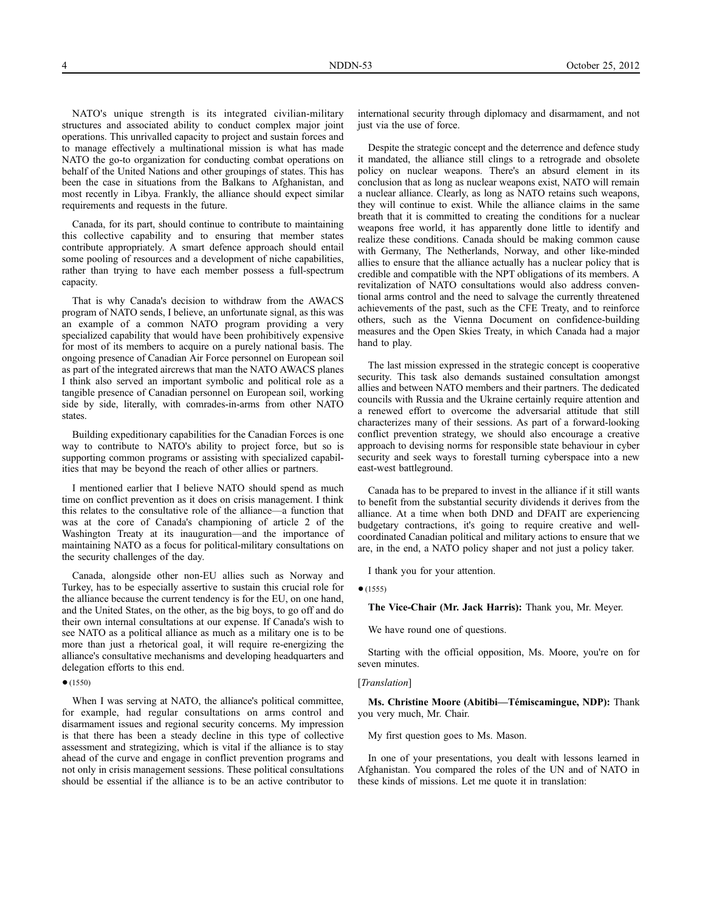NATO's unique strength is its integrated civilian-military structures and associated ability to conduct complex major joint operations. This unrivalled capacity to project and sustain forces and to manage effectively a multinational mission is what has made NATO the go-to organization for conducting combat operations on behalf of the United Nations and other groupings of states. This has been the case in situations from the Balkans to Afghanistan, and most recently in Libya. Frankly, the alliance should expect similar requirements and requests in the future.

Canada, for its part, should continue to contribute to maintaining this collective capability and to ensuring that member states contribute appropriately. A smart defence approach should entail some pooling of resources and a development of niche capabilities, rather than trying to have each member possess a full-spectrum capacity.

That is why Canada's decision to withdraw from the AWACS program of NATO sends, I believe, an unfortunate signal, as this was an example of a common NATO program providing a very specialized capability that would have been prohibitively expensive for most of its members to acquire on a purely national basis. The ongoing presence of Canadian Air Force personnel on European soil as part of the integrated aircrews that man the NATO AWACS planes I think also served an important symbolic and political role as a tangible presence of Canadian personnel on European soil, working side by side, literally, with comrades-in-arms from other NATO states.

Building expeditionary capabilities for the Canadian Forces is one way to contribute to NATO's ability to project force, but so is supporting common programs or assisting with specialized capabilities that may be beyond the reach of other allies or partners.

I mentioned earlier that I believe NATO should spend as much time on conflict prevention as it does on crisis management. I think this relates to the consultative role of the alliance—a function that was at the core of Canada's championing of article 2 of the Washington Treaty at its inauguration—and the importance of maintaining NATO as a focus for political-military consultations on the security challenges of the day.

Canada, alongside other non-EU allies such as Norway and Turkey, has to be especially assertive to sustain this crucial role for the alliance because the current tendency is for the EU, on one hand, and the United States, on the other, as the big boys, to go off and do their own internal consultations at our expense. If Canada's wish to see NATO as a political alliance as much as a military one is to be more than just a rhetorical goal, it will require re-energizing the alliance's consultative mechanisms and developing headquarters and delegation efforts to this end.

● (1550)

When I was serving at NATO, the alliance's political committee, for example, had regular consultations on arms control and disarmament issues and regional security concerns. My impression is that there has been a steady decline in this type of collective assessment and strategizing, which is vital if the alliance is to stay ahead of the curve and engage in conflict prevention programs and not only in crisis management sessions. These political consultations should be essential if the alliance is to be an active contributor to international security through diplomacy and disarmament, and not just via the use of force.

Despite the strategic concept and the deterrence and defence study it mandated, the alliance still clings to a retrograde and obsolete policy on nuclear weapons. There's an absurd element in its conclusion that as long as nuclear weapons exist, NATO will remain a nuclear alliance. Clearly, as long as NATO retains such weapons, they will continue to exist. While the alliance claims in the same breath that it is committed to creating the conditions for a nuclear weapons free world, it has apparently done little to identify and realize these conditions. Canada should be making common cause with Germany, The Netherlands, Norway, and other like-minded allies to ensure that the alliance actually has a nuclear policy that is credible and compatible with the NPT obligations of its members. A revitalization of NATO consultations would also address conventional arms control and the need to salvage the currently threatened achievements of the past, such as the CFE Treaty, and to reinforce others, such as the Vienna Document on confidence-building measures and the Open Skies Treaty, in which Canada had a major hand to play.

The last mission expressed in the strategic concept is cooperative security. This task also demands sustained consultation amongst allies and between NATO members and their partners. The dedicated councils with Russia and the Ukraine certainly require attention and a renewed effort to overcome the adversarial attitude that still characterizes many of their sessions. As part of a forward-looking conflict prevention strategy, we should also encourage a creative approach to devising norms for responsible state behaviour in cyber security and seek ways to forestall turning cyberspace into a new east-west battleground.

Canada has to be prepared to invest in the alliance if it still wants to benefit from the substantial security dividends it derives from the alliance. At a time when both DND and DFAIT are experiencing budgetary contractions, it's going to require creative and well-coordinated Canadian political and military actions to ensure that we are, in the end, a NATO policy shaper and not just a policy taker.

I thank you for your attention.

● (1555)

**The Vice-Chair (Mr. Jack Harris):** Thank you, Mr. Meyer.

We have round one of questions.

Starting with the official opposition, Ms. Moore, you're on for seven minutes.

[*Translation*]

**Ms. Christine Moore (Abitibi—Témiscamingue, NDP):** Thank you very much, Mr. Chair.

My first question goes to Ms. Mason.

In one of your presentations, you dealt with lessons learned in Afghanistan. You compared the roles of the UN and of NATO in these kinds of missions. Let me quote it in translation: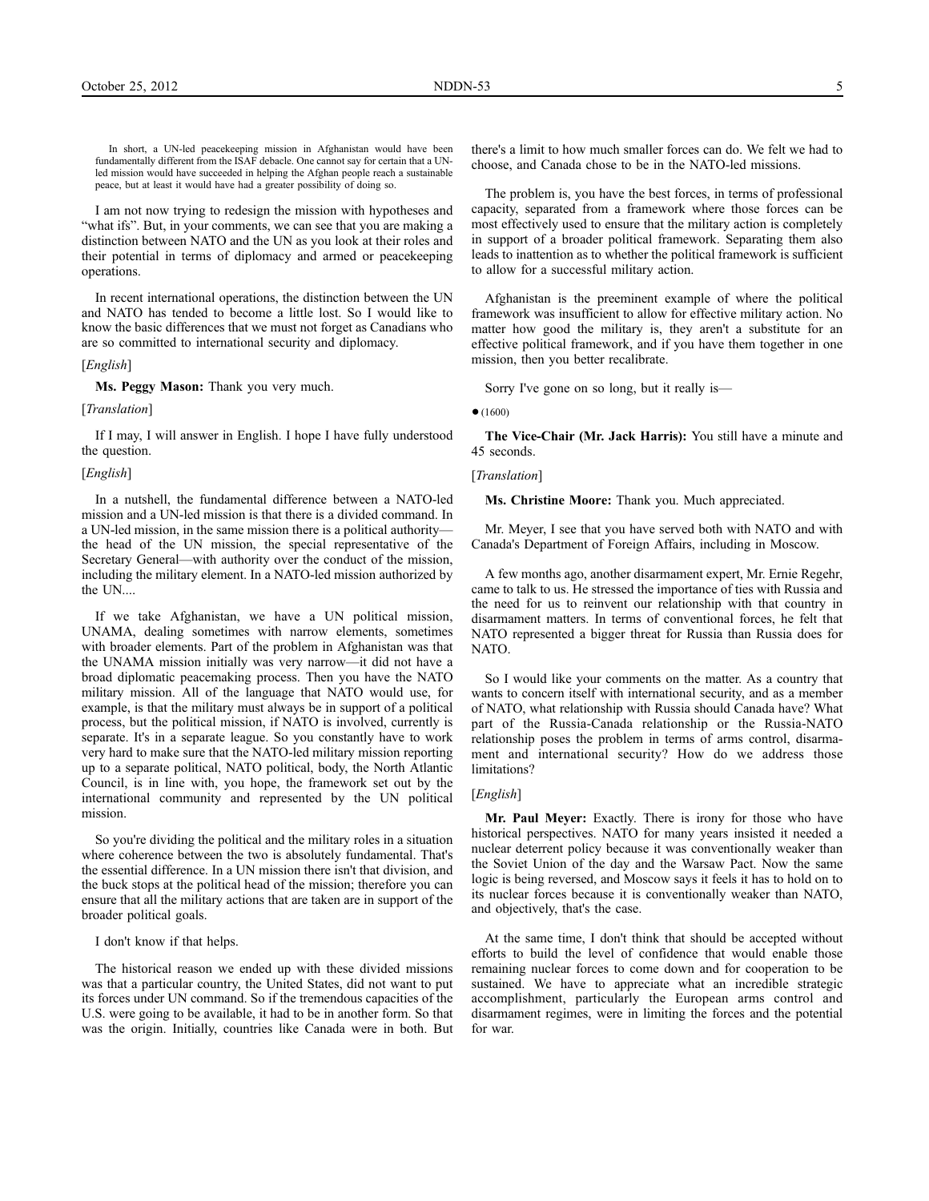> In short, a UN-led peacekeeping mission in Afghanistan would have been fundamentally different from the ISAF debacle. One cannot say for certain that a UN-led mission would have succeeded in helping the Afghan people reach a sustainable peace, but at least it would have had a greater possibility of doing so.

I am not now trying to redesign the mission with hypotheses and "what ifs". But, in your comments, we can see that you are making a distinction between NATO and the UN as you look at their roles and their potential in terms of diplomacy and armed or peacekeeping operations.

In recent international operations, the distinction between the UN and NATO has tended to become a little lost. So I would like to know the basic differences that we must not forget as Canadians who are so committed to international security and diplomacy.

[*English*]

**Ms. Peggy Mason:** Thank you very much.

[*Translation*]

If I may, I will answer in English. I hope I have fully understood the question.

[*English*]

In a nutshell, the fundamental difference between a NATO-led mission and a UN-led mission is that there is a divided command. In a UN-led mission, in the same mission there is a political authority—the head of the UN mission, the special representative of the Secretary General—with authority over the conduct of the mission, including the military element. In a NATO-led mission authorized by the UN....

If we take Afghanistan, we have a UN political mission, UNAMA, dealing sometimes with narrow elements, sometimes with broader elements. Part of the problem in Afghanistan was that the UNAMA mission initially was very narrow—it did not have a broad diplomatic peacemaking process. Then you have the NATO military mission. All of the language that NATO would use, for example, is that the military must always be in support of a political process, but the political mission, if NATO is involved, currently is separate. It's in a separate league. So you constantly have to work very hard to make sure that the NATO-led military mission reporting up to a separate political, NATO political, body, the North Atlantic Council, is in line with, you hope, the framework set out by the international community and represented by the UN political mission.

So you're dividing the political and the military roles in a situation where coherence between the two is absolutely fundamental. That's the essential difference. In a UN mission there isn't that division, and the buck stops at the political head of the mission; therefore you can ensure that all the military actions that are taken are in support of the broader political goals.

I don't know if that helps.

The historical reason we ended up with these divided missions was that a particular country, the United States, did not want to put its forces under UN command. So if the tremendous capacities of the U.S. were going to be available, it had to be in another form. So that was the origin. Initially, countries like Canada were in both. But there's a limit to how much smaller forces can do. We felt we had to choose, and Canada chose to be in the NATO-led missions.

The problem is, you have the best forces, in terms of professional capacity, separated from a framework where those forces can be most effectively used to ensure that the military action is completely in support of a broader political framework. Separating them also leads to inattention as to whether the political framework is sufficient to allow for a successful military action.

Afghanistan is the preeminent example of where the political framework was insufficient to allow for effective military action. No matter how good the military is, they aren't a substitute for an effective political framework, and if you have them together in one mission, then you better recalibrate.

Sorry I've gone on so long, but it really is—

● (1600)

**The Vice-Chair (Mr. Jack Harris):** You still have a minute and 45 seconds.

[*Translation*]

**Ms. Christine Moore:** Thank you. Much appreciated.

Mr. Meyer, I see that you have served both with NATO and with Canada's Department of Foreign Affairs, including in Moscow.

A few months ago, another disarmament expert, Mr. Ernie Regehr, came to talk to us. He stressed the importance of ties with Russia and the need for us to reinvent our relationship with that country in disarmament matters. In terms of conventional forces, he felt that NATO represented a bigger threat for Russia than Russia does for NATO.

So I would like your comments on the matter. As a country that wants to concern itself with international security, and as a member of NATO, what relationship with Russia should Canada have? What part of the Russia-Canada relationship or the Russia-NATO relationship poses the problem in terms of arms control, disarmament and international security? How do we address those limitations?

[*English*]

**Mr. Paul Meyer:** Exactly. There is irony for those who have historical perspectives. NATO for many years insisted it needed a nuclear deterrent policy because it was conventionally weaker than the Soviet Union of the day and the Warsaw Pact. Now the same logic is being reversed, and Moscow says it feels it has to hold on to its nuclear forces because it is conventionally weaker than NATO, and objectively, that's the case.

At the same time, I don't think that should be accepted without efforts to build the level of confidence that would enable those remaining nuclear forces to come down and for cooperation to be sustained. We have to appreciate what an incredible strategic accomplishment, particularly the European arms control and disarmament regimes, were in limiting the forces and the potential for war.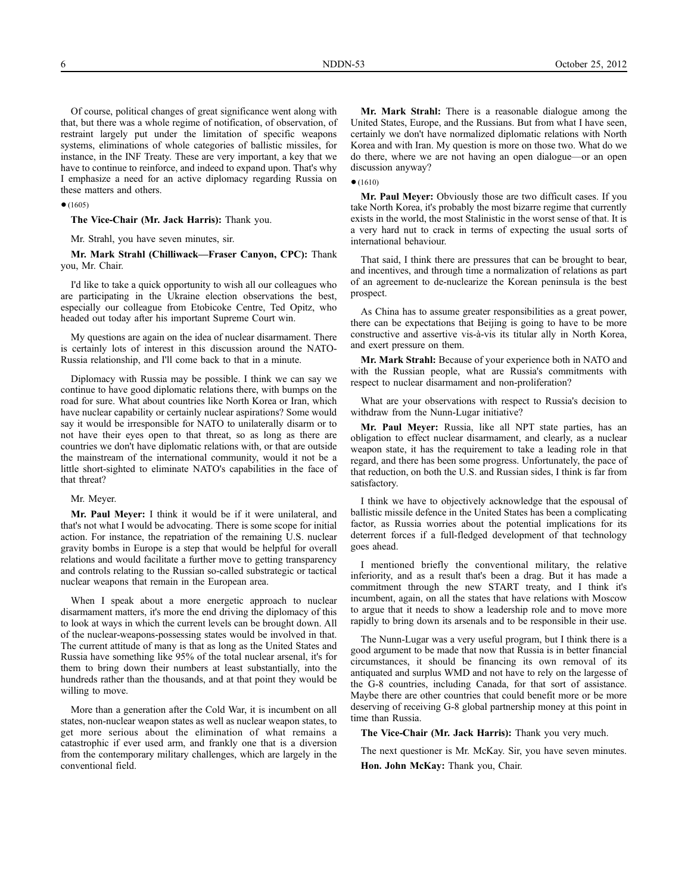Of course, political changes of great significance went along with that, but there was a whole regime of notification, of observation, of restraint largely put under the limitation of specific weapons systems, eliminations of whole categories of ballistic missiles, for instance, in the INF Treaty. These are very important, a key that we have to continue to reinforce, and indeed to expand upon. That's why I emphasize a need for an active diplomacy regarding Russia on these matters and others.

● (1605)

**The Vice-Chair (Mr. Jack Harris):** Thank you.

Mr. Strahl, you have seven minutes, sir.

**Mr. Mark Strahl (Chilliwack—Fraser Canyon, CPC):** Thank you, Mr. Chair.

I'd like to take a quick opportunity to wish all our colleagues who are participating in the Ukraine election observations the best, especially our colleague from Etobicoke Centre, Ted Opitz, who headed out today after his important Supreme Court win.

My questions are again on the idea of nuclear disarmament. There is certainly lots of interest in this discussion around the NATO-Russia relationship, and I'll come back to that in a minute.

Diplomacy with Russia may be possible. I think we can say we continue to have good diplomatic relations there, with bumps on the road for sure. What about countries like North Korea or Iran, which have nuclear capability or certainly nuclear aspirations? Some would say it would be irresponsible for NATO to unilaterally disarm or to not have their eyes open to that threat, so as long as there are countries we don't have diplomatic relations with, or that are outside the mainstream of the international community, would it not be a little short-sighted to eliminate NATO's capabilities in the face of that threat?

Mr. Meyer.

**Mr. Paul Meyer:** I think it would be if it were unilateral, and that's not what I would be advocating. There is some scope for initial action. For instance, the repatriation of the remaining U.S. nuclear gravity bombs in Europe is a step that would be helpful for overall relations and would facilitate a further move to getting transparency and controls relating to the Russian so-called substrategic or tactical nuclear weapons that remain in the European area.

When I speak about a more energetic approach to nuclear disarmament matters, it's more the end driving the diplomacy of this to look at ways in which the current levels can be brought down. All of the nuclear-weapons-possessing states would be involved in that. The current attitude of many is that as long as the United States and Russia have something like 95% of the total nuclear arsenal, it's for them to bring down their numbers at least substantially, into the hundreds rather than the thousands, and at that point they would be willing to move.

More than a generation after the Cold War, it is incumbent on all states, non-nuclear weapon states as well as nuclear weapon states, to get more serious about the elimination of what remains a catastrophic if ever used arm, and frankly one that is a diversion from the contemporary military challenges, which are largely in the conventional field.

**Mr. Mark Strahl:** There is a reasonable dialogue among the United States, Europe, and the Russians. But from what I have seen, certainly we don't have normalized diplomatic relations with North Korea and with Iran. My question is more on those two. What do we do there, where we are not having an open dialogue—or an open discussion anyway?

● (1610)

**Mr. Paul Meyer:** Obviously those are two difficult cases. If you take North Korea, it's probably the most bizarre regime that currently exists in the world, the most Stalinistic in the worst sense of that. It is a very hard nut to crack in terms of expecting the usual sorts of international behaviour.

That said, I think there are pressures that can be brought to bear, and incentives, and through time a normalization of relations as part of an agreement to de-nuclearize the Korean peninsula is the best prospect.

As China has to assume greater responsibilities as a great power, there can be expectations that Beijing is going to have to be more constructive and assertive vis-à-vis its titular ally in North Korea, and exert pressure on them.

**Mr. Mark Strahl:** Because of your experience both in NATO and with the Russian people, what are Russia's commitments with respect to nuclear disarmament and non-proliferation?

What are your observations with respect to Russia's decision to withdraw from the Nunn-Lugar initiative?

**Mr. Paul Meyer:** Russia, like all NPT state parties, has an obligation to effect nuclear disarmament, and clearly, as a nuclear weapon state, it has the requirement to take a leading role in that regard, and there has been some progress. Unfortunately, the pace of that reduction, on both the U.S. and Russian sides, I think is far from satisfactory.

I think we have to objectively acknowledge that the espousal of ballistic missile defence in the United States has been a complicating factor, as Russia worries about the potential implications for its deterrent forces if a full-fledged development of that technology goes ahead.

I mentioned briefly the conventional military, the relative inferiority, and as a result that's been a drag. But it has made a commitment through the new START treaty, and I think it's incumbent, again, on all the states that have relations with Moscow to argue that it needs to show a leadership role and to move more rapidly to bring down its arsenals and to be responsible in their use.

The Nunn-Lugar was a very useful program, but I think there is a good argument to be made that now that Russia is in better financial circumstances, it should be financing its own removal of its antiquated and surplus WMD and not have to rely on the largesse of the G-8 countries, including Canada, for that sort of assistance. Maybe there are other countries that could benefit more or be more deserving of receiving G-8 global partnership money at this point in time than Russia.

**The Vice-Chair (Mr. Jack Harris):** Thank you very much.

The next questioner is Mr. McKay. Sir, you have seven minutes.

**Hon. John McKay:** Thank you, Chair.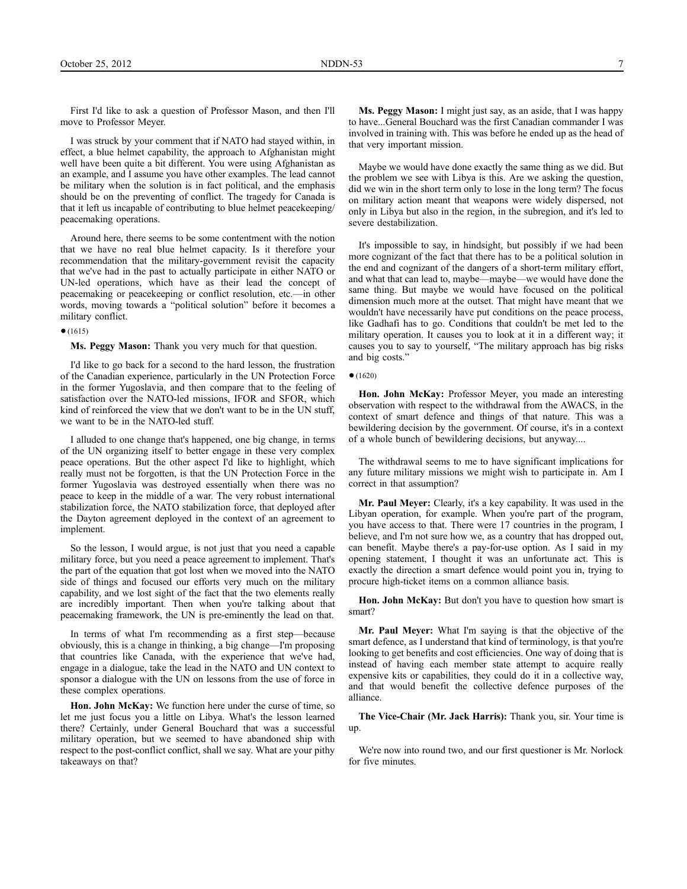First I'd like to ask a question of Professor Mason, and then I'll move to Professor Meyer.

I was struck by your comment that if NATO had stayed within, in effect, a blue helmet capability, the approach to Afghanistan might well have been quite a bit different. You were using Afghanistan as an example, and I assume you have other examples. The lead cannot be military when the solution is in fact political, and the emphasis should be on the preventing of conflict. The tragedy for Canada is that it left us incapable of contributing to blue helmet peacekeeping/ peacemaking operations.

Around here, there seems to be some contentment with the notion that we have no real blue helmet capacity. Is it therefore your recommendation that the military-government revisit the capacity that we've had in the past to actually participate in either NATO or UN-led operations, which have as their lead the concept of peacemaking or peacekeeping or conflict resolution, etc.—in other words, moving towards a "political solution" before it becomes a military conflict.

● (1615)

**Ms. Peggy Mason:** Thank you very much for that question.

I'd like to go back for a second to the hard lesson, the frustration of the Canadian experience, particularly in the UN Protection Force in the former Yugoslavia, and then compare that to the feeling of satisfaction over the NATO-led missions, IFOR and SFOR, which kind of reinforced the view that we don't want to be in the UN stuff, we want to be in the NATO-led stuff.

I alluded to one change that's happened, one big change, in terms of the UN organizing itself to better engage in these very complex peace operations. But the other aspect I'd like to highlight, which really must not be forgotten, is that the UN Protection Force in the former Yugoslavia was destroyed essentially when there was no peace to keep in the middle of a war. The very robust international stabilization force, the NATO stabilization force, that deployed after the Dayton agreement deployed in the context of an agreement to implement.

So the lesson, I would argue, is not just that you need a capable military force, but you need a peace agreement to implement. That's the part of the equation that got lost when we moved into the NATO side of things and focused our efforts very much on the military capability, and we lost sight of the fact that the two elements really are incredibly important. Then when you're talking about that peacemaking framework, the UN is pre-eminently the lead on that.

In terms of what I'm recommending as a first step—because obviously, this is a change in thinking, a big change—I'm proposing that countries like Canada, with the experience that we've had, engage in a dialogue, take the lead in the NATO and UN context to sponsor a dialogue with the UN on lessons from the use of force in these complex operations.

**Hon. John McKay:** We function here under the curse of time, so let me just focus you a little on Libya. What's the lesson learned there? Certainly, under General Bouchard that was a successful military operation, but we seemed to have abandoned ship with respect to the post-conflict conflict, shall we say. What are your pithy takeaways on that?

**Ms. Peggy Mason:** I might just say, as an aside, that I was happy to have...General Bouchard was the first Canadian commander I was involved in training with. This was before he ended up as the head of that very important mission.

Maybe we would have done exactly the same thing as we did. But the problem we see with Libya is this. Are we asking the question, did we win in the short term only to lose in the long term? The focus on military action meant that weapons were widely dispersed, not only in Libya but also in the region, in the subregion, and it's led to severe destabilization.

It's impossible to say, in hindsight, but possibly if we had been more cognizant of the fact that there has to be a political solution in the end and cognizant of the dangers of a short-term military effort, and what that can lead to, maybe—maybe—we would have done the same thing. But maybe we would have focused on the political dimension much more at the outset. That might have meant that we wouldn't have necessarily have put conditions on the peace process, like Gadhafi has to go. Conditions that couldn't be met led to the military operation. It causes you to look at it in a different way; it causes you to say to yourself, "The military approach has big risks and big costs."

● (1620)

**Hon. John McKay:** Professor Meyer, you made an interesting observation with respect to the withdrawal from the AWACS, in the context of smart defence and things of that nature. This was a bewildering decision by the government. Of course, it's in a context of a whole bunch of bewildering decisions, but anyway....

The withdrawal seems to me to have significant implications for any future military missions we might wish to participate in. Am I correct in that assumption?

**Mr. Paul Meyer:** Clearly, it's a key capability. It was used in the Libyan operation, for example. When you're part of the program, you have access to that. There were 17 countries in the program, I believe, and I'm not sure how we, as a country that has dropped out, can benefit. Maybe there's a pay-for-use option. As I said in my opening statement, I thought it was an unfortunate act. This is exactly the direction a smart defence would point you in, trying to procure high-ticket items on a common alliance basis.

**Hon. John McKay:** But don't you have to question how smart is smart?

**Mr. Paul Meyer:** What I'm saying is that the objective of the smart defence, as I understand that kind of terminology, is that you're looking to get benefits and cost efficiencies. One way of doing that is instead of having each member state attempt to acquire really expensive kits or capabilities, they could do it in a collective way, and that would benefit the collective defence purposes of the alliance.

**The Vice-Chair (Mr. Jack Harris):** Thank you, sir. Your time is up.

We're now into round two, and our first questioner is Mr. Norlock for five minutes.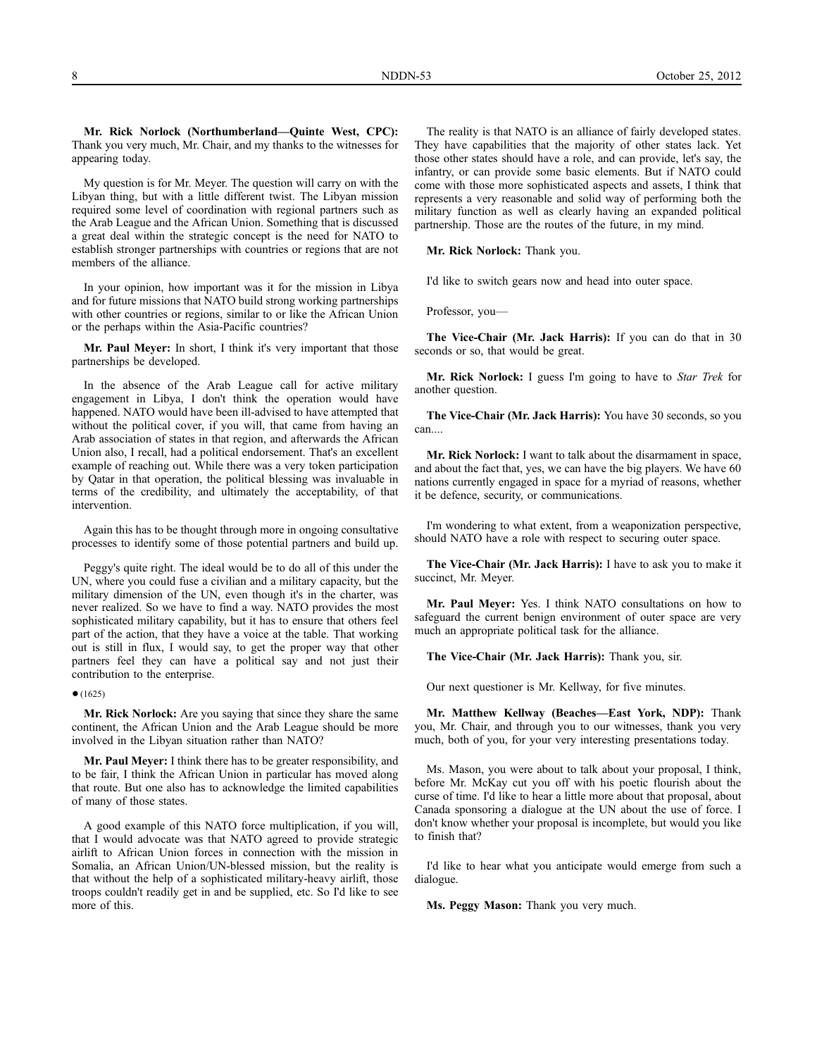**Mr. Rick Norlock (Northumberland—Quinte West, CPC):** Thank you very much, Mr. Chair, and my thanks to the witnesses for appearing today.

My question is for Mr. Meyer. The question will carry on with the Libyan thing, but with a little different twist. The Libyan mission required some level of coordination with regional partners such as the Arab League and the African Union. Something that is discussed a great deal within the strategic concept is the need for NATO to establish stronger partnerships with countries or regions that are not members of the alliance.

In your opinion, how important was it for the mission in Libya and for future missions that NATO build strong working partnerships with other countries or regions, similar to or like the African Union or the perhaps within the Asia-Pacific countries?

**Mr. Paul Meyer:** In short, I think it's very important that those partnerships be developed.

In the absence of the Arab League call for active military engagement in Libya, I don't think the operation would have happened. NATO would have been ill-advised to have attempted that without the political cover, if you will, that came from having an Arab association of states in that region, and afterwards the African Union also, I recall, had a political endorsement. That's an excellent example of reaching out. While there was a very token participation by Qatar in that operation, the political blessing was invaluable in terms of the credibility, and ultimately the acceptability, of that intervention.

Again this has to be thought through more in ongoing consultative processes to identify some of those potential partners and build up.

Peggy's quite right. The ideal would be to do all of this under the UN, where you could fuse a civilian and a military capacity, but the military dimension of the UN, even though it's in the charter, was never realized. So we have to find a way. NATO provides the most sophisticated military capability, but it has to ensure that others feel part of the action, that they have a voice at the table. That working out is still in flux, I would say, to get the proper way that other partners feel they can have a political say and not just their contribution to the enterprise.

● (1625)

**Mr. Rick Norlock:** Are you saying that since they share the same continent, the African Union and the Arab League should be more involved in the Libyan situation rather than NATO?

**Mr. Paul Meyer:** I think there has to be greater responsibility, and to be fair, I think the African Union in particular has moved along that route. But one also has to acknowledge the limited capabilities of many of those states.

A good example of this NATO force multiplication, if you will, that I would advocate was that NATO agreed to provide strategic airlift to African Union forces in connection with the mission in Somalia, an African Union/UN-blessed mission, but the reality is that without the help of a sophisticated military-heavy airlift, those troops couldn't readily get in and be supplied, etc. So I'd like to see more of this.

The reality is that NATO is an alliance of fairly developed states. They have capabilities that the majority of other states lack. Yet those other states should have a role, and can provide, let's say, the infantry, or can provide some basic elements. But if NATO could come with those more sophisticated aspects and assets, I think that represents a very reasonable and solid way of performing both the military function as well as clearly having an expanded political partnership. Those are the routes of the future, in my mind.

**Mr. Rick Norlock:** Thank you.

I'd like to switch gears now and head into outer space.

Professor, you—

**The Vice-Chair (Mr. Jack Harris):** If you can do that in 30 seconds or so, that would be great.

**Mr. Rick Norlock:** I guess I'm going to have to *Star Trek* for another question.

**The Vice-Chair (Mr. Jack Harris):** You have 30 seconds, so you can....

**Mr. Rick Norlock:** I want to talk about the disarmament in space, and about the fact that, yes, we can have the big players. We have 60 nations currently engaged in space for a myriad of reasons, whether it be defence, security, or communications.

I'm wondering to what extent, from a weaponization perspective, should NATO have a role with respect to securing outer space.

**The Vice-Chair (Mr. Jack Harris):** I have to ask you to make it succinct, Mr. Meyer.

**Mr. Paul Meyer:** Yes. I think NATO consultations on how to safeguard the current benign environment of outer space are very much an appropriate political task for the alliance.

**The Vice-Chair (Mr. Jack Harris):** Thank you, sir.

Our next questioner is Mr. Kellway, for five minutes.

**Mr. Matthew Kellway (Beaches—East York, NDP):** Thank you, Mr. Chair, and through you to our witnesses, thank you very much, both of you, for your very interesting presentations today.

Ms. Mason, you were about to talk about your proposal, I think, before Mr. McKay cut you off with his poetic flourish about the curse of time. I'd like to hear a little more about that proposal, about Canada sponsoring a dialogue at the UN about the use of force. I don't know whether your proposal is incomplete, but would you like to finish that?

I'd like to hear what you anticipate would emerge from such a dialogue.

**Ms. Peggy Mason:** Thank you very much.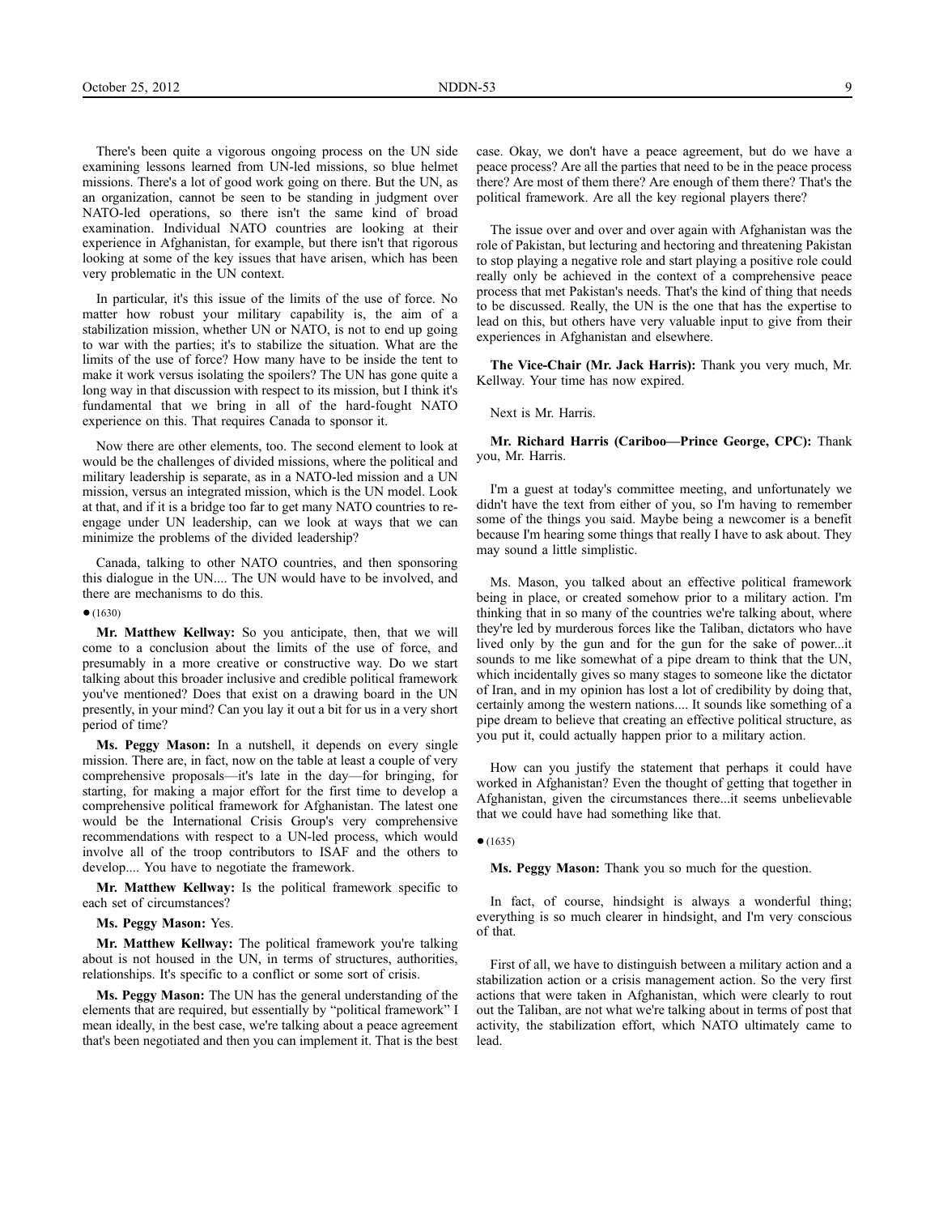There's been quite a vigorous ongoing process on the UN side examining lessons learned from UN-led missions, so blue helmet missions. There's a lot of good work going on there. But the UN, as an organization, cannot be seen to be standing in judgment over NATO-led operations, so there isn't the same kind of broad examination. Individual NATO countries are looking at their experience in Afghanistan, for example, but there isn't that rigorous looking at some of the key issues that have arisen, which has been very problematic in the UN context.

In particular, it's this issue of the limits of the use of force. No matter how robust your military capability is, the aim of a stabilization mission, whether UN or NATO, is not to end up going to war with the parties; it's to stabilize the situation. What are the limits of the use of force? How many have to be inside the tent to make it work versus isolating the spoilers? The UN has gone quite a long way in that discussion with respect to its mission, but I think it's fundamental that we bring in all of the hard-fought NATO experience on this. That requires Canada to sponsor it.

Now there are other elements, too. The second element to look at would be the challenges of divided missions, where the political and military leadership is separate, as in a NATO-led mission and a UN mission, versus an integrated mission, which is the UN model. Look at that, and if it is a bridge too far to get many NATO countries to re-engage under UN leadership, can we look at ways that we can minimize the problems of the divided leadership?

Canada, talking to other NATO countries, and then sponsoring this dialogue in the UN.... The UN would have to be involved, and there are mechanisms to do this.

● (1630)

**Mr. Matthew Kellway:** So you anticipate, then, that we will come to a conclusion about the limits of the use of force, and presumably in a more creative or constructive way. Do we start talking about this broader inclusive and credible political framework you've mentioned? Does that exist on a drawing board in the UN presently, in your mind? Can you lay it out a bit for us in a very short period of time?

**Ms. Peggy Mason:** In a nutshell, it depends on every single mission. There are, in fact, now on the table at least a couple of very comprehensive proposals—it's late in the day—for bringing, for starting, for making a major effort for the first time to develop a comprehensive political framework for Afghanistan. The latest one would be the International Crisis Group's very comprehensive recommendations with respect to a UN-led process, which would involve all of the troop contributors to ISAF and the others to develop.... You have to negotiate the framework.

**Mr. Matthew Kellway:** Is the political framework specific to each set of circumstances?

**Ms. Peggy Mason:** Yes.

**Mr. Matthew Kellway:** The political framework you're talking about is not housed in the UN, in terms of structures, authorities, relationships. It's specific to a conflict or some sort of crisis.

**Ms. Peggy Mason:** The UN has the general understanding of the elements that are required, but essentially by "political framework" I mean ideally, in the best case, we're talking about a peace agreement that's been negotiated and then you can implement it. That is the best case. Okay, we don't have a peace agreement, but do we have a peace process? Are all the parties that need to be in the peace process there? Are most of them there? Are enough of them there? That's the political framework. Are all the key regional players there?

The issue over and over and over again with Afghanistan was the role of Pakistan, but lecturing and hectoring and threatening Pakistan to stop playing a negative role and start playing a positive role could really only be achieved in the context of a comprehensive peace process that met Pakistan's needs. That's the kind of thing that needs to be discussed. Really, the UN is the one that has the expertise to lead on this, but others have very valuable input to give from their experiences in Afghanistan and elsewhere.

**The Vice-Chair (Mr. Jack Harris):** Thank you very much, Mr. Kellway. Your time has now expired.

Next is Mr. Harris.

**Mr. Richard Harris (Cariboo—Prince George, CPC):** Thank you, Mr. Harris.

I'm a guest at today's committee meeting, and unfortunately we didn't have the text from either of you, so I'm having to remember some of the things you said. Maybe being a newcomer is a benefit because I'm hearing some things that really I have to ask about. They may sound a little simplistic.

Ms. Mason, you talked about an effective political framework being in place, or created somehow prior to a military action. I'm thinking that in so many of the countries we're talking about, where they're led by murderous forces like the Taliban, dictators who have lived only by the gun and for the gun for the sake of power...it sounds to me like somewhat of a pipe dream to think that the UN, which incidentally gives so many stages to someone like the dictator of Iran, and in my opinion has lost a lot of credibility by doing that, certainly among the western nations.... It sounds like something of a pipe dream to believe that creating an effective political structure, as you put it, could actually happen prior to a military action.

How can you justify the statement that perhaps it could have worked in Afghanistan? Even the thought of getting that together in Afghanistan, given the circumstances there...it seems unbelievable that we could have had something like that.

● (1635)

**Ms. Peggy Mason:** Thank you so much for the question.

In fact, of course, hindsight is always a wonderful thing; everything is so much clearer in hindsight, and I'm very conscious of that.

First of all, we have to distinguish between a military action and a stabilization action or a crisis management action. So the very first actions that were taken in Afghanistan, which were clearly to rout out the Taliban, are not what we're talking about in terms of post that activity, the stabilization effort, which NATO ultimately came to lead.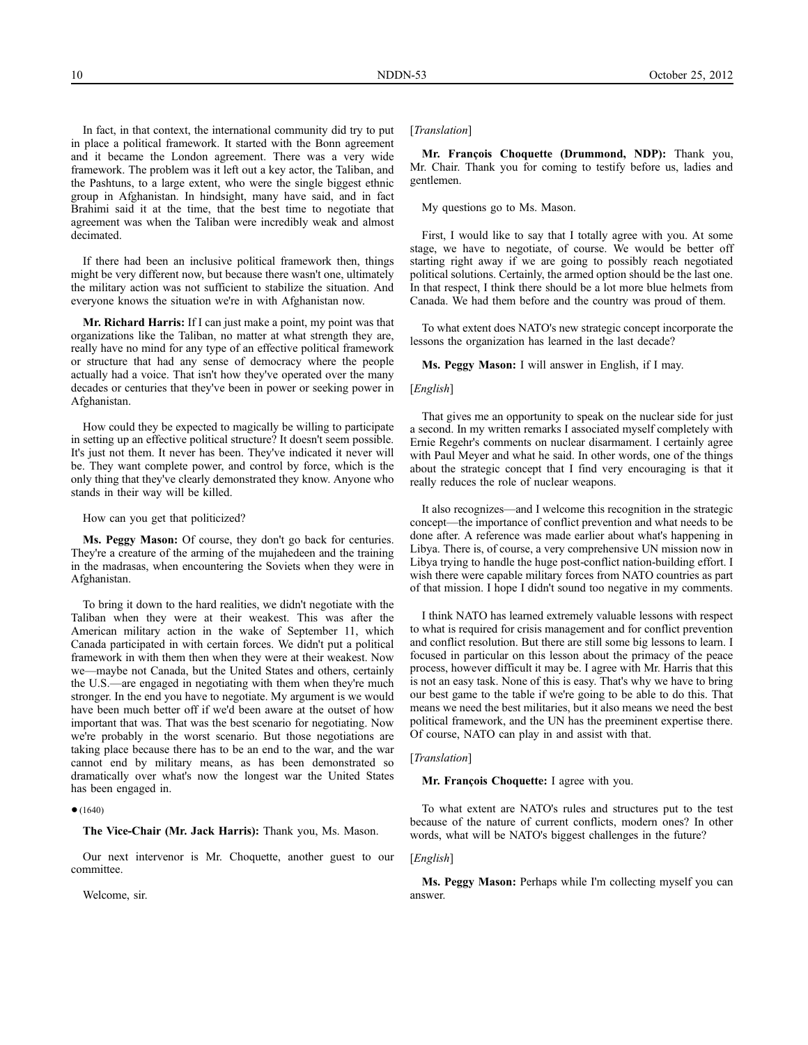In fact, in that context, the international community did try to put in place a political framework. It started with the Bonn agreement and it became the London agreement. There was a very wide framework. The problem was it left out a key actor, the Taliban, and the Pashtuns, to a large extent, who were the single biggest ethnic group in Afghanistan. In hindsight, many have said, and in fact Brahimi said it at the time, that the best time to negotiate that agreement was when the Taliban were incredibly weak and almost decimated.

If there had been an inclusive political framework then, things might be very different now, but because there wasn't one, ultimately the military action was not sufficient to stabilize the situation. And everyone knows the situation we're in with Afghanistan now.

**Mr. Richard Harris:** If I can just make a point, my point was that organizations like the Taliban, no matter at what strength they are, really have no mind for any type of an effective political framework or structure that had any sense of democracy where the people actually had a voice. That isn't how they've operated over the many decades or centuries that they've been in power or seeking power in Afghanistan.

How could they be expected to magically be willing to participate in setting up an effective political structure? It doesn't seem possible. It's just not them. It never has been. They've indicated it never will be. They want complete power, and control by force, which is the only thing that they've clearly demonstrated they know. Anyone who stands in their way will be killed.

How can you get that politicized?

**Ms. Peggy Mason:** Of course, they don't go back for centuries. They're a creature of the arming of the mujahedeen and the training in the madrasas, when encountering the Soviets when they were in Afghanistan.

To bring it down to the hard realities, we didn't negotiate with the Taliban when they were at their weakest. This was after the American military action in the wake of September 11, which Canada participated in with certain forces. We didn't put a political framework in with them then when they were at their weakest. Now we—maybe not Canada, but the United States and others, certainly the U.S.—are engaged in negotiating with them when they're much stronger. In the end you have to negotiate. My argument is we would have been much better off if we'd been aware at the outset of how important that was. That was the best scenario for negotiating. Now we're probably in the worst scenario. But those negotiations are taking place because there has to be an end to the war, and the war cannot end by military means, as has been demonstrated so dramatically over what's now the longest war the United States has been engaged in.

● (1640)

**The Vice-Chair (Mr. Jack Harris):** Thank you, Ms. Mason.

Our next intervenor is Mr. Choquette, another guest to our committee.

Welcome, sir.

[*Translation*]

**Mr. François Choquette (Drummond, NDP):** Thank you, Mr. Chair. Thank you for coming to testify before us, ladies and gentlemen.

My questions go to Ms. Mason.

First, I would like to say that I totally agree with you. At some stage, we have to negotiate, of course. We would be better off starting right away if we are going to possibly reach negotiated political solutions. Certainly, the armed option should be the last one. In that respect, I think there should be a lot more blue helmets from Canada. We had them before and the country was proud of them.

To what extent does NATO's new strategic concept incorporate the lessons the organization has learned in the last decade?

**Ms. Peggy Mason:** I will answer in English, if I may.

[*English*]

That gives me an opportunity to speak on the nuclear side for just a second. In my written remarks I associated myself completely with Ernie Regehr's comments on nuclear disarmament. I certainly agree with Paul Meyer and what he said. In other words, one of the things about the strategic concept that I find very encouraging is that it really reduces the role of nuclear weapons.

It also recognizes—and I welcome this recognition in the strategic concept—the importance of conflict prevention and what needs to be done after. A reference was made earlier about what's happening in Libya. There is, of course, a very comprehensive UN mission now in Libya trying to handle the huge post-conflict nation-building effort. I wish there were capable military forces from NATO countries as part of that mission. I hope I didn't sound too negative in my comments.

I think NATO has learned extremely valuable lessons with respect to what is required for crisis management and for conflict prevention and conflict resolution. But there are still some big lessons to learn. I focused in particular on this lesson about the primacy of the peace process, however difficult it may be. I agree with Mr. Harris that this is not an easy task. None of this is easy. That's why we have to bring our best game to the table if we're going to be able to do this. That means we need the best militaries, but it also means we need the best political framework, and the UN has the preeminent expertise there. Of course, NATO can play in and assist with that.

[*Translation*]

**Mr. François Choquette:** I agree with you.

To what extent are NATO's rules and structures put to the test because of the nature of current conflicts, modern ones? In other words, what will be NATO's biggest challenges in the future?

[*English*]

**Ms. Peggy Mason:** Perhaps while I'm collecting myself you can answer.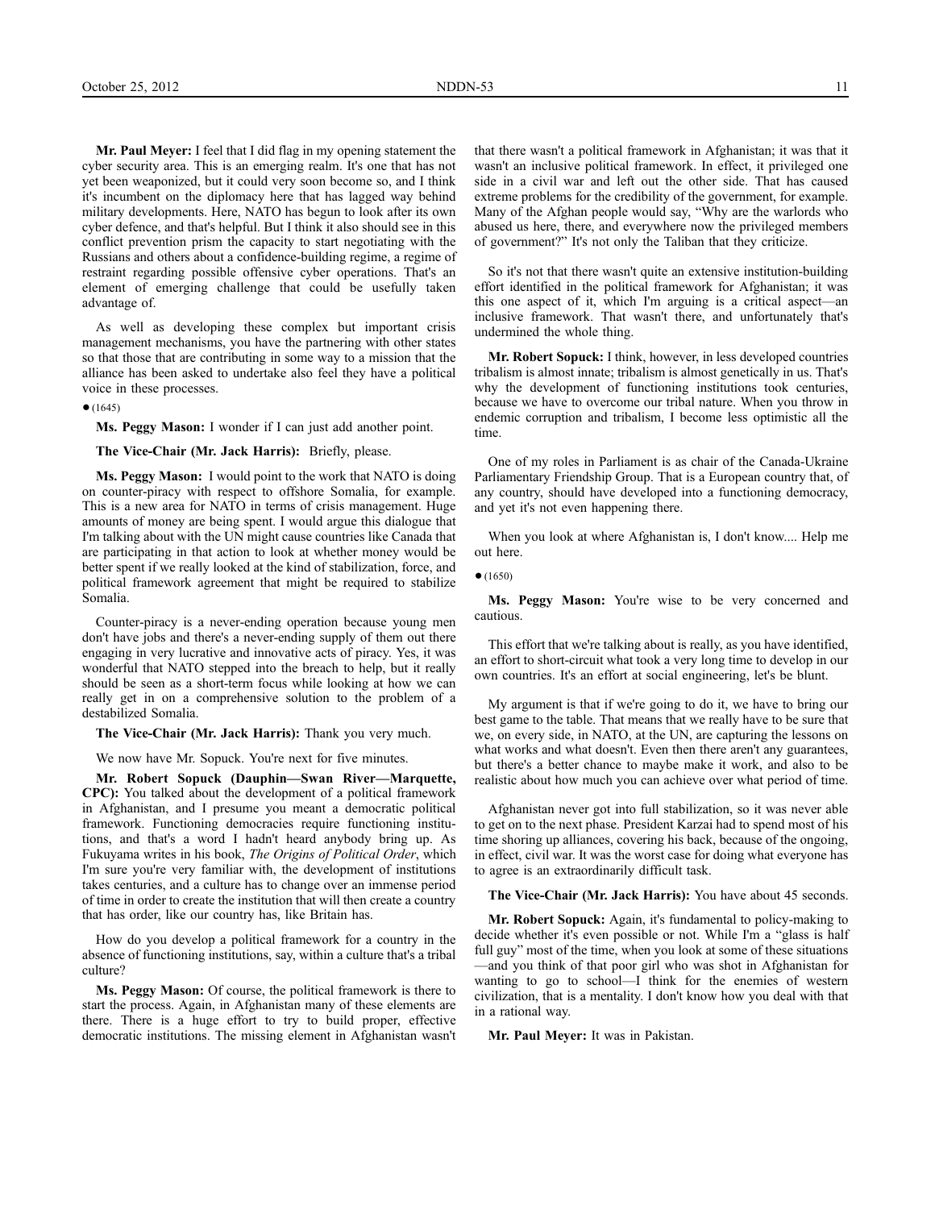**Mr. Paul Meyer:** I feel that I did flag in my opening statement the cyber security area. This is an emerging realm. It's one that has not yet been weaponized, but it could very soon become so, and I think it's incumbent on the diplomacy here that has lagged way behind military developments. Here, NATO has begun to look after its own cyber defence, and that's helpful. But I think it also should see in this conflict prevention prism the capacity to start negotiating with the Russians and others about a confidence-building regime, a regime of restraint regarding possible offensive cyber operations. That's an element of emerging challenge that could be usefully taken advantage of.

As well as developing these complex but important crisis management mechanisms, you have the partnering with other states so that those that are contributing in some way to a mission that the alliance has been asked to undertake also feel they have a political voice in these processes.

● (1645)

**Ms. Peggy Mason:** I wonder if I can just add another point.

**The Vice-Chair (Mr. Jack Harris):** Briefly, please.

**Ms. Peggy Mason:** I would point to the work that NATO is doing on counter-piracy with respect to offshore Somalia, for example. This is a new area for NATO in terms of crisis management. Huge amounts of money are being spent. I would argue this dialogue that I'm talking about with the UN might cause countries like Canada that are participating in that action to look at whether money would be better spent if we really looked at the kind of stabilization, force, and political framework agreement that might be required to stabilize Somalia.

Counter-piracy is a never-ending operation because young men don't have jobs and there's a never-ending supply of them out there engaging in very lucrative and innovative acts of piracy. Yes, it was wonderful that NATO stepped into the breach to help, but it really should be seen as a short-term focus while looking at how we can really get in on a comprehensive solution to the problem of a destabilized Somalia.

**The Vice-Chair (Mr. Jack Harris):** Thank you very much.

We now have Mr. Sopuck. You're next for five minutes.

**Mr. Robert Sopuck (Dauphin—Swan River—Marquette, CPC):** You talked about the development of a political framework in Afghanistan, and I presume you meant a democratic political framework. Functioning democracies require functioning institutions, and that's a word I hadn't heard anybody bring up. As Fukuyama writes in his book, *The Origins of Political Order*, which I'm sure you're very familiar with, the development of institutions takes centuries, and a culture has to change over an immense period of time in order to create the institution that will then create a country that has order, like our country has, like Britain has.

How do you develop a political framework for a country in the absence of functioning institutions, say, within a culture that's a tribal culture?

**Ms. Peggy Mason:** Of course, the political framework is there to start the process. Again, in Afghanistan many of these elements are there. There is a huge effort to try to build proper, effective democratic institutions. The missing element in Afghanistan wasn't that there wasn't a political framework in Afghanistan; it was that it wasn't an inclusive political framework. In effect, it privileged one side in a civil war and left out the other side. That has caused extreme problems for the credibility of the government, for example. Many of the Afghan people would say, “Why are the warlords who abused us here, there, and everywhere now the privileged members of government?” It's not only the Taliban that they criticize.

So it's not that there wasn't quite an extensive institution-building effort identified in the political framework for Afghanistan; it was this one aspect of it, which I'm arguing is a critical aspect—an inclusive framework. That wasn't there, and unfortunately that's undermined the whole thing.

**Mr. Robert Sopuck:** I think, however, in less developed countries tribalism is almost innate; tribalism is almost genetically in us. That's why the development of functioning institutions took centuries, because we have to overcome our tribal nature. When you throw in endemic corruption and tribalism, I become less optimistic all the time.

One of my roles in Parliament is as chair of the Canada-Ukraine Parliamentary Friendship Group. That is a European country that, of any country, should have developed into a functioning democracy, and yet it's not even happening there.

When you look at where Afghanistan is, I don't know.... Help me out here.

● (1650)

**Ms. Peggy Mason:** You're wise to be very concerned and cautious.

This effort that we're talking about is really, as you have identified, an effort to short-circuit what took a very long time to develop in our own countries. It's an effort at social engineering, let's be blunt.

My argument is that if we're going to do it, we have to bring our best game to the table. That means that we really have to be sure that we, on every side, in NATO, at the UN, are capturing the lessons on what works and what doesn't. Even then there aren't any guarantees, but there's a better chance to maybe make it work, and also to be realistic about how much you can achieve over what period of time.

Afghanistan never got into full stabilization, so it was never able to get on to the next phase. President Karzai had to spend most of his time shoring up alliances, covering his back, because of the ongoing, in effect, civil war. It was the worst case for doing what everyone has to agree is an extraordinarily difficult task.

**The Vice-Chair (Mr. Jack Harris):** You have about 45 seconds.

**Mr. Robert Sopuck:** Again, it's fundamental to policy-making to decide whether it's even possible or not. While I'm a “glass is half full guy” most of the time, when you look at some of these situations —and you think of that poor girl who was shot in Afghanistan for wanting to go to school—I think for the enemies of western civilization, that is a mentality. I don't know how you deal with that in a rational way.

**Mr. Paul Meyer:** It was in Pakistan.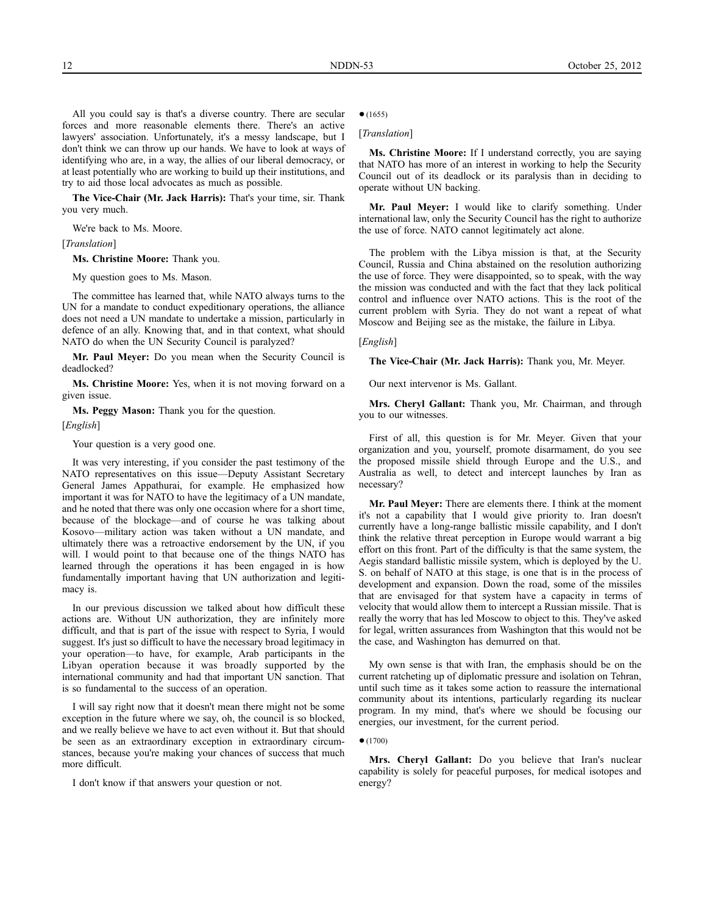All you could say is that's a diverse country. There are secular forces and more reasonable elements there. There's an active lawyers' association. Unfortunately, it's a messy landscape, but I don't think we can throw up our hands. We have to look at ways of identifying who are, in a way, the allies of our liberal democracy, or at least potentially who are working to build up their institutions, and try to aid those local advocates as much as possible.

**The Vice-Chair (Mr. Jack Harris):** That's your time, sir. Thank you very much.

We're back to Ms. Moore.

[*Translation*]

**Ms. Christine Moore:** Thank you.

My question goes to Ms. Mason.

The committee has learned that, while NATO always turns to the UN for a mandate to conduct expeditionary operations, the alliance does not need a UN mandate to undertake a mission, particularly in defence of an ally. Knowing that, and in that context, what should NATO do when the UN Security Council is paralyzed?

**Mr. Paul Meyer:** Do you mean when the Security Council is deadlocked?

**Ms. Christine Moore:** Yes, when it is not moving forward on a given issue.

**Ms. Peggy Mason:** Thank you for the question.

[*English*]

Your question is a very good one.

It was very interesting, if you consider the past testimony of the NATO representatives on this issue—Deputy Assistant Secretary General James Appathurai, for example. He emphasized how important it was for NATO to have the legitimacy of a UN mandate, and he noted that there was only one occasion where for a short time, because of the blockage—and of course he was talking about Kosovo—military action was taken without a UN mandate, and ultimately there was a retroactive endorsement by the UN, if you will. I would point to that because one of the things NATO has learned through the operations it has been engaged in is how fundamentally important having that UN authorization and legitimacy is.

In our previous discussion we talked about how difficult these actions are. Without UN authorization, they are infinitely more difficult, and that is part of the issue with respect to Syria, I would suggest. It's just so difficult to have the necessary broad legitimacy in your operation—to have, for example, Arab participants in the Libyan operation because it was broadly supported by the international community and had that important UN sanction. That is so fundamental to the success of an operation.

I will say right now that it doesn't mean there might not be some exception in the future where we say, oh, the council is so blocked, and we really believe we have to act even without it. But that should be seen as an extraordinary exception in extraordinary circumstances, because you're making your chances of success that much more difficult.

I don't know if that answers your question or not.

● (1655)

[*Translation*]

**Ms. Christine Moore:** If I understand correctly, you are saying that NATO has more of an interest in working to help the Security Council out of its deadlock or its paralysis than in deciding to operate without UN backing.

**Mr. Paul Meyer:** I would like to clarify something. Under international law, only the Security Council has the right to authorize the use of force. NATO cannot legitimately act alone.

The problem with the Libya mission is that, at the Security Council, Russia and China abstained on the resolution authorizing the use of force. They were disappointed, so to speak, with the way the mission was conducted and with the fact that they lack political control and influence over NATO actions. This is the root of the current problem with Syria. They do not want a repeat of what Moscow and Beijing see as the mistake, the failure in Libya.

[*English*]

**The Vice-Chair (Mr. Jack Harris):** Thank you, Mr. Meyer.

Our next intervenor is Ms. Gallant.

**Mrs. Cheryl Gallant:** Thank you, Mr. Chairman, and through you to our witnesses.

First of all, this question is for Mr. Meyer. Given that your organization and you, yourself, promote disarmament, do you see the proposed missile shield through Europe and the U.S., and Australia as well, to detect and intercept launches by Iran as necessary?

**Mr. Paul Meyer:** There are elements there. I think at the moment it's not a capability that I would give priority to. Iran doesn't currently have a long-range ballistic missile capability, and I don't think the relative threat perception in Europe would warrant a big effort on this front. Part of the difficulty is that the same system, the Aegis standard ballistic missile system, which is deployed by the U. S. on behalf of NATO at this stage, is one that is in the process of development and expansion. Down the road, some of the missiles that are envisaged for that system have a capacity in terms of velocity that would allow them to intercept a Russian missile. That is really the worry that has led Moscow to object to this. They've asked for legal, written assurances from Washington that this would not be the case, and Washington has demurred on that.

My own sense is that with Iran, the emphasis should be on the current ratcheting up of diplomatic pressure and isolation on Tehran, until such time as it takes some action to reassure the international community about its intentions, particularly regarding its nuclear program. In my mind, that's where we should be focusing our energies, our investment, for the current period.

● (1700)

**Mrs. Cheryl Gallant:** Do you believe that Iran's nuclear capability is solely for peaceful purposes, for medical isotopes and energy?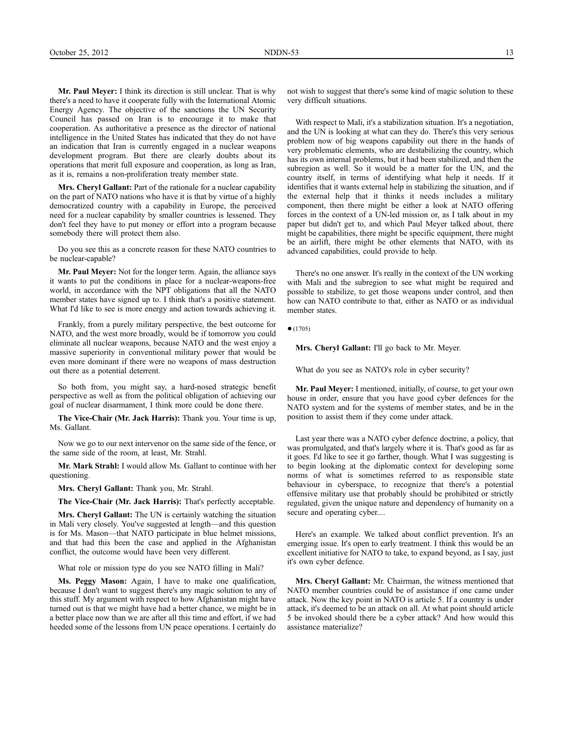**Mr. Paul Meyer:** I think its direction is still unclear. That is why there's a need to have it cooperate fully with the International Atomic Energy Agency. The objective of the sanctions the UN Security Council has passed on Iran is to encourage it to make that cooperation. As authoritative a presence as the director of national intelligence in the United States has indicated that they do not have an indication that Iran is currently engaged in a nuclear weapons development program. But there are clearly doubts about its operations that merit full exposure and cooperation, as long as Iran, as it is, remains a non-proliferation treaty member state.

**Mrs. Cheryl Gallant:** Part of the rationale for a nuclear capability on the part of NATO nations who have it is that by virtue of a highly democratized country with a capability in Europe, the perceived need for a nuclear capability by smaller countries is lessened. They don't feel they have to put money or effort into a program because somebody there will protect them also.

Do you see this as a concrete reason for these NATO countries to be nuclear-capable?

**Mr. Paul Meyer:** Not for the longer term. Again, the alliance says it wants to put the conditions in place for a nuclear-weapons-free world, in accordance with the NPT obligations that all the NATO member states have signed up to. I think that's a positive statement. What I'd like to see is more energy and action towards achieving it.

Frankly, from a purely military perspective, the best outcome for NATO, and the west more broadly, would be if tomorrow you could eliminate all nuclear weapons, because NATO and the west enjoy a massive superiority in conventional military power that would be even more dominant if there were no weapons of mass destruction out there as a potential deterrent.

So both from, you might say, a hard-nosed strategic benefit perspective as well as from the political obligation of achieving our goal of nuclear disarmament, I think more could be done there.

**The Vice-Chair (Mr. Jack Harris):** Thank you. Your time is up, Ms. Gallant.

Now we go to our next intervenor on the same side of the fence, or the same side of the room, at least, Mr. Strahl.

**Mr. Mark Strahl:** I would allow Ms. Gallant to continue with her questioning.

**Mrs. Cheryl Gallant:** Thank you, Mr. Strahl.

**The Vice-Chair (Mr. Jack Harris):** That's perfectly acceptable.

**Mrs. Cheryl Gallant:** The UN is certainly watching the situation in Mali very closely. You've suggested at length—and this question is for Ms. Mason—that NATO participate in blue helmet missions, and that had this been the case and applied in the Afghanistan conflict, the outcome would have been very different.

What role or mission type do you see NATO filling in Mali?

**Ms. Peggy Mason:** Again, I have to make one qualification, because I don't want to suggest there's any magic solution to any of this stuff. My argument with respect to how Afghanistan might have turned out is that we might have had a better chance, we might be in a better place now than we are after all this time and effort, if we had heeded some of the lessons from UN peace operations. I certainly do not wish to suggest that there's some kind of magic solution to these very difficult situations.

With respect to Mali, it's a stabilization situation. It's a negotiation, and the UN is looking at what can they do. There's this very serious problem now of big weapons capability out there in the hands of very problematic elements, who are destabilizing the country, which has its own internal problems, but it had been stabilized, and then the subregion as well. So it would be a matter for the UN, and the country itself, in terms of identifying what help it needs. If it identifies that it wants external help in stabilizing the situation, and if the external help that it thinks it needs includes a military component, then there might be either a look at NATO offering forces in the context of a UN-led mission or, as I talk about in my paper but didn't get to, and which Paul Meyer talked about, there might be capabilities, there might be specific equipment, there might be an airlift, there might be other elements that NATO, with its advanced capabilities, could provide to help.

There's no one answer. It's really in the context of the UN working with Mali and the subregion to see what might be required and possible to stabilize, to get those weapons under control, and then how can NATO contribute to that, either as NATO or as individual member states.

● (1705)

**Mrs. Cheryl Gallant:** I'll go back to Mr. Meyer.

What do you see as NATO's role in cyber security?

**Mr. Paul Meyer:** I mentioned, initially, of course, to get your own house in order, ensure that you have good cyber defences for the NATO system and for the systems of member states, and be in the position to assist them if they come under attack.

Last year there was a NATO cyber defence doctrine, a policy, that was promulgated, and that's largely where it is. That's good as far as it goes. I'd like to see it go farther, though. What I was suggesting is to begin looking at the diplomatic context for developing some norms of what is sometimes referred to as responsible state behaviour in cyberspace, to recognize that there's a potential offensive military use that probably should be prohibited or strictly regulated, given the unique nature and dependency of humanity on a secure and operating cyber....

Here's an example. We talked about conflict prevention. It's an emerging issue. It's open to early treatment. I think this would be an excellent initiative for NATO to take, to expand beyond, as I say, just it's own cyber defence.

**Mrs. Cheryl Gallant:** Mr. Chairman, the witness mentioned that NATO member countries could be of assistance if one came under attack. Now the key point in NATO is article 5. If a country is under attack, it's deemed to be an attack on all. At what point should article 5 be invoked should there be a cyber attack? And how would this assistance materialize?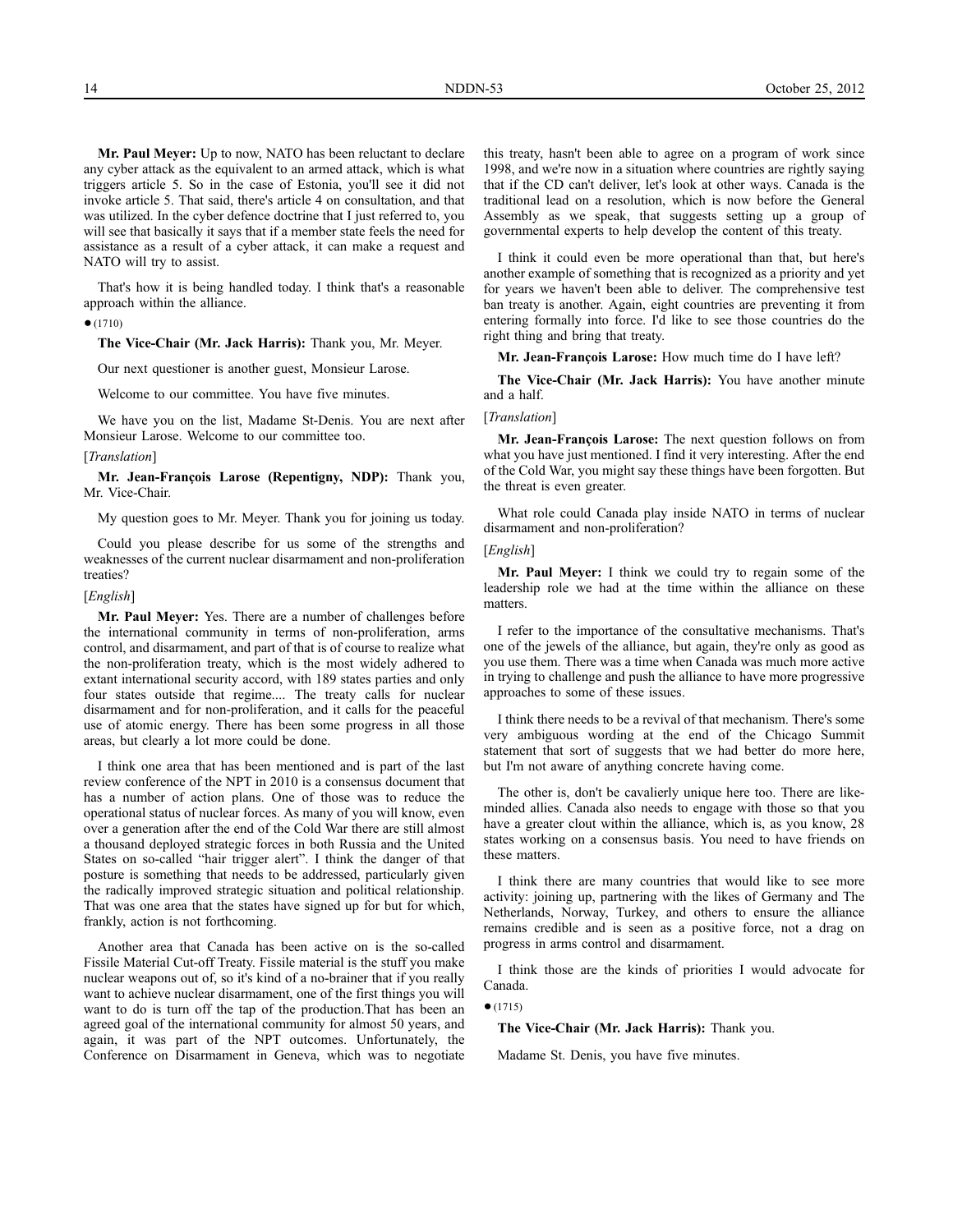**Mr. Paul Meyer:** Up to now, NATO has been reluctant to declare any cyber attack as the equivalent to an armed attack, which is what triggers article 5. So in the case of Estonia, you'll see it did not invoke article 5. That said, there's article 4 on consultation, and that was utilized. In the cyber defence doctrine that I just referred to, you will see that basically it says that if a member state feels the need for assistance as a result of a cyber attack, it can make a request and NATO will try to assist.

That's how it is being handled today. I think that's a reasonable approach within the alliance.

● (1710)

**The Vice-Chair (Mr. Jack Harris):** Thank you, Mr. Meyer.

Our next questioner is another guest, Monsieur Larose.

Welcome to our committee. You have five minutes.

We have you on the list, Madame St-Denis. You are next after Monsieur Larose. Welcome to our committee too.

[*Translation*]

**Mr. Jean-François Larose (Repentigny, NDP):** Thank you, Mr. Vice-Chair.

My question goes to Mr. Meyer. Thank you for joining us today.

Could you please describe for us some of the strengths and weaknesses of the current nuclear disarmament and non-proliferation treaties?

[*English*]

**Mr. Paul Meyer:** Yes. There are a number of challenges before the international community in terms of non-proliferation, arms control, and disarmament, and part of that is of course to realize what the non-proliferation treaty, which is the most widely adhered to extant international security accord, with 189 states parties and only four states outside that regime.... The treaty calls for nuclear disarmament and for non-proliferation, and it calls for the peaceful use of atomic energy. There has been some progress in all those areas, but clearly a lot more could be done.

I think one area that has been mentioned and is part of the last review conference of the NPT in 2010 is a consensus document that has a number of action plans. One of those was to reduce the operational status of nuclear forces. As many of you will know, even over a generation after the end of the Cold War there are still almost a thousand deployed strategic forces in both Russia and the United States on so-called "hair trigger alert". I think the danger of that posture is something that needs to be addressed, particularly given the radically improved strategic situation and political relationship. That was one area that the states have signed up for but for which, frankly, action is not forthcoming.

Another area that Canada has been active on is the so-called Fissile Material Cut-off Treaty. Fissile material is the stuff you make nuclear weapons out of, so it's kind of a no-brainer that if you really want to achieve nuclear disarmament, one of the first things you will want to do is turn off the tap of the production.That has been an agreed goal of the international community for almost 50 years, and again, it was part of the NPT outcomes. Unfortunately, the Conference on Disarmament in Geneva, which was to negotiate this treaty, hasn't been able to agree on a program of work since 1998, and we're now in a situation where countries are rightly saying that if the CD can't deliver, let's look at other ways. Canada is the traditional lead on a resolution, which is now before the General Assembly as we speak, that suggests setting up a group of governmental experts to help develop the content of this treaty.

I think it could even be more operational than that, but here's another example of something that is recognized as a priority and yet for years we haven't been able to deliver. The comprehensive test ban treaty is another. Again, eight countries are preventing it from entering formally into force. I'd like to see those countries do the right thing and bring that treaty.

**Mr. Jean-François Larose:** How much time do I have left?

**The Vice-Chair (Mr. Jack Harris):** You have another minute and a half.

[*Translation*]

**Mr. Jean-François Larose:** The next question follows on from what you have just mentioned. I find it very interesting. After the end of the Cold War, you might say these things have been forgotten. But the threat is even greater.

What role could Canada play inside NATO in terms of nuclear disarmament and non-proliferation?

[*English*]

**Mr. Paul Meyer:** I think we could try to regain some of the leadership role we had at the time within the alliance on these matters.

I refer to the importance of the consultative mechanisms. That's one of the jewels of the alliance, but again, they're only as good as you use them. There was a time when Canada was much more active in trying to challenge and push the alliance to have more progressive approaches to some of these issues.

I think there needs to be a revival of that mechanism. There's some very ambiguous wording at the end of the Chicago Summit statement that sort of suggests that we had better do more here, but I'm not aware of anything concrete having come.

The other is, don't be cavalierly unique here too. There are like-minded allies. Canada also needs to engage with those so that you have a greater clout within the alliance, which is, as you know, 28 states working on a consensus basis. You need to have friends on these matters.

I think there are many countries that would like to see more activity: joining up, partnering with the likes of Germany and The Netherlands, Norway, Turkey, and others to ensure the alliance remains credible and is seen as a positive force, not a drag on progress in arms control and disarmament.

I think those are the kinds of priorities I would advocate for Canada.

● (1715)

**The Vice-Chair (Mr. Jack Harris):** Thank you.

Madame St. Denis, you have five minutes.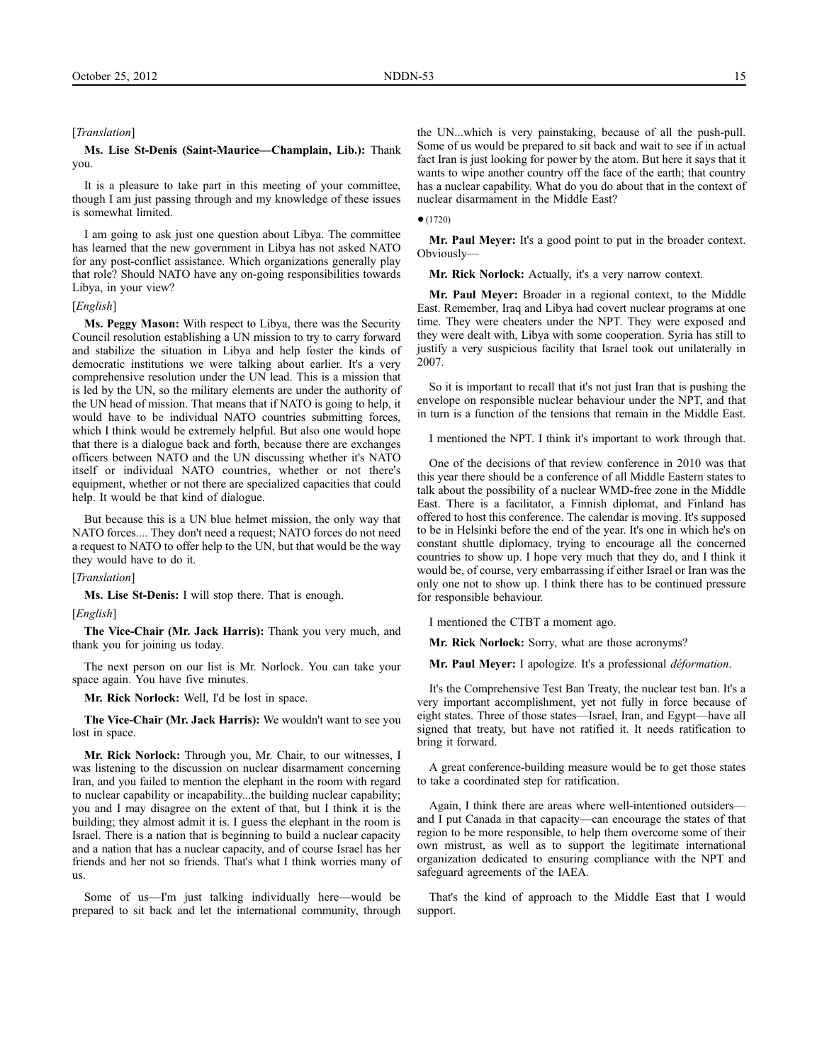[*Translation*]

**Ms. Lise St-Denis (Saint-Maurice—Champlain, Lib.):** Thank you.

It is a pleasure to take part in this meeting of your committee, though I am just passing through and my knowledge of these issues is somewhat limited.

I am going to ask just one question about Libya. The committee has learned that the new government in Libya has not asked NATO for any post-conflict assistance. Which organizations generally play that role? Should NATO have any on-going responsibilities towards Libya, in your view?

[*English*]

**Ms. Peggy Mason:** With respect to Libya, there was the Security Council resolution establishing a UN mission to try to carry forward and stabilize the situation in Libya and help foster the kinds of democratic institutions we were talking about earlier. It's a very comprehensive resolution under the UN lead. This is a mission that is led by the UN, so the military elements are under the authority of the UN head of mission. That means that if NATO is going to help, it would have to be individual NATO countries submitting forces, which I think would be extremely helpful. But also one would hope that there is a dialogue back and forth, because there are exchanges officers between NATO and the UN discussing whether it's NATO itself or individual NATO countries, whether or not there's equipment, whether or not there are specialized capacities that could help. It would be that kind of dialogue.

But because this is a UN blue helmet mission, the only way that NATO forces.... They don't need a request; NATO forces do not need a request to NATO to offer help to the UN, but that would be the way they would have to do it.

[*Translation*]

**Ms. Lise St-Denis:** I will stop there. That is enough.

[*English*]

**The Vice-Chair (Mr. Jack Harris):** Thank you very much, and thank you for joining us today.

The next person on our list is Mr. Norlock. You can take your space again. You have five minutes.

**Mr. Rick Norlock:** Well, I'd be lost in space.

**The Vice-Chair (Mr. Jack Harris):** We wouldn't want to see you lost in space.

**Mr. Rick Norlock:** Through you, Mr. Chair, to our witnesses, I was listening to the discussion on nuclear disarmament concerning Iran, and you failed to mention the elephant in the room with regard to nuclear capability or incapability...the building nuclear capability; you and I may disagree on the extent of that, but I think it is the building; they almost admit it is. I guess the elephant in the room is Israel. There is a nation that is beginning to build a nuclear capacity and a nation that has a nuclear capacity, and of course Israel has her friends and her not so friends. That's what I think worries many of us.

Some of us—I'm just talking individually here—would be prepared to sit back and let the international community, through the UN...which is very painstaking, because of all the push-pull. Some of us would be prepared to sit back and wait to see if in actual fact Iran is just looking for power by the atom. But here it says that it wants to wipe another country off the face of the earth; that country has a nuclear capability. What do you do about that in the context of nuclear disarmament in the Middle East?

● (1720)

**Mr. Paul Meyer:** It's a good point to put in the broader context. Obviously—

**Mr. Rick Norlock:** Actually, it's a very narrow context.

**Mr. Paul Meyer:** Broader in a regional context, to the Middle East. Remember, Iraq and Libya had covert nuclear programs at one time. They were cheaters under the NPT. They were exposed and they were dealt with, Libya with some cooperation. Syria has still to justify a very suspicious facility that Israel took out unilaterally in 2007.

So it is important to recall that it's not just Iran that is pushing the envelope on responsible nuclear behaviour under the NPT, and that in turn is a function of the tensions that remain in the Middle East.

I mentioned the NPT. I think it's important to work through that.

One of the decisions of that review conference in 2010 was that this year there should be a conference of all Middle Eastern states to talk about the possibility of a nuclear WMD-free zone in the Middle East. There is a facilitator, a Finnish diplomat, and Finland has offered to host this conference. The calendar is moving. It's supposed to be in Helsinki before the end of the year. It's one in which he's on constant shuttle diplomacy, trying to encourage all the concerned countries to show up. I hope very much that they do, and I think it would be, of course, very embarrassing if either Israel or Iran was the only one not to show up. I think there has to be continued pressure for responsible behaviour.

I mentioned the CTBT a moment ago.

**Mr. Rick Norlock:** Sorry, what are those acronyms?

**Mr. Paul Meyer:** I apologize. It's a professional *déformation*.

It's the Comprehensive Test Ban Treaty, the nuclear test ban. It's a very important accomplishment, yet not fully in force because of eight states. Three of those states—Israel, Iran, and Egypt—have all signed that treaty, but have not ratified it. It needs ratification to bring it forward.

A great conference-building measure would be to get those states to take a coordinated step for ratification.

Again, I think there are areas where well-intentioned outsiders—and I put Canada in that capacity—can encourage the states of that region to be more responsible, to help them overcome some of their own mistrust, as well as to support the legitimate international organization dedicated to ensuring compliance with the NPT and safeguard agreements of the IAEA.

That's the kind of approach to the Middle East that I would support.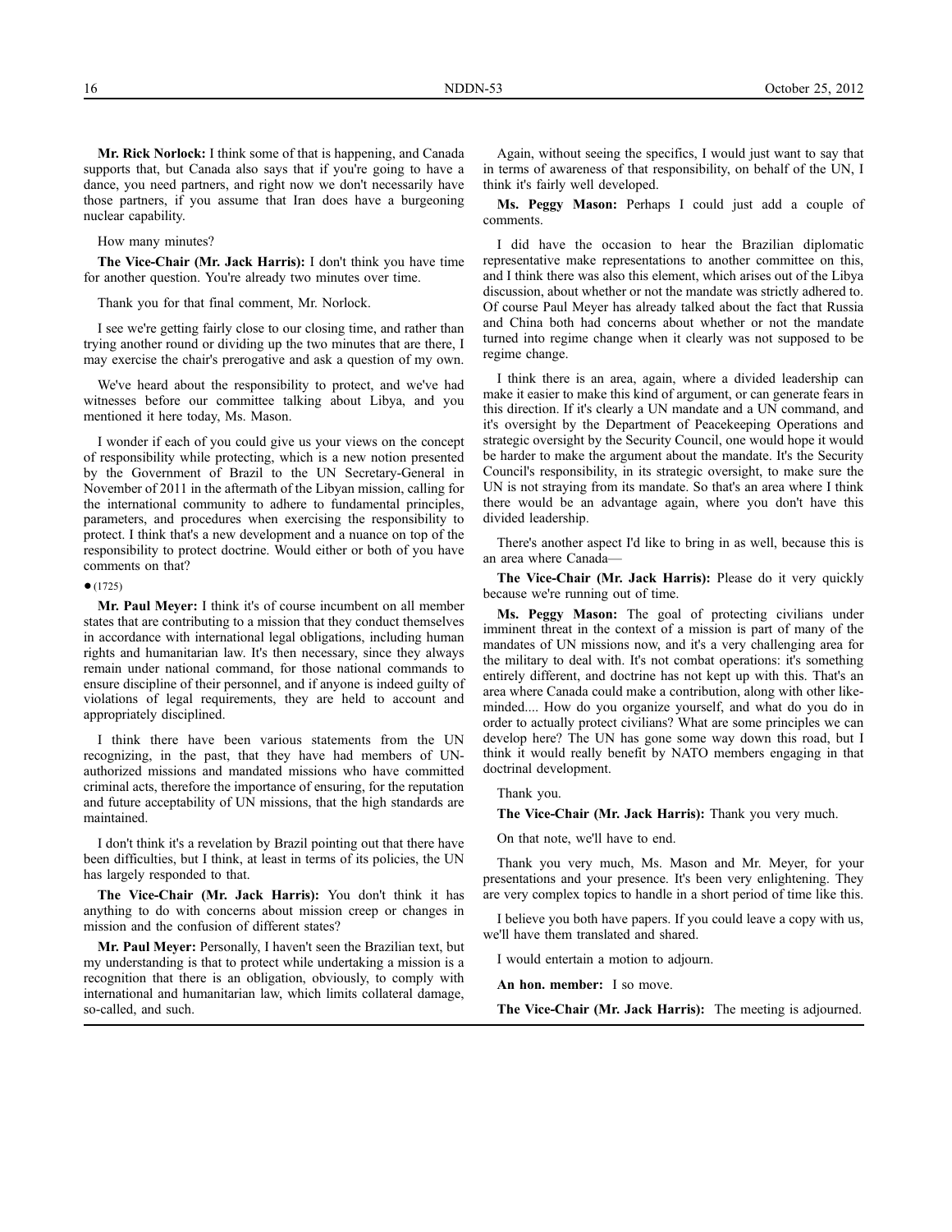**Mr. Rick Norlock:** I think some of that is happening, and Canada supports that, but Canada also says that if you're going to have a dance, you need partners, and right now we don't necessarily have those partners, if you assume that Iran does have a burgeoning nuclear capability.

How many minutes?

**The Vice-Chair (Mr. Jack Harris):** I don't think you have time for another question. You're already two minutes over time.

Thank you for that final comment, Mr. Norlock.

I see we're getting fairly close to our closing time, and rather than trying another round or dividing up the two minutes that are there, I may exercise the chair's prerogative and ask a question of my own.

We've heard about the responsibility to protect, and we've had witnesses before our committee talking about Libya, and you mentioned it here today, Ms. Mason.

I wonder if each of you could give us your views on the concept of responsibility while protecting, which is a new notion presented by the Government of Brazil to the UN Secretary-General in November of 2011 in the aftermath of the Libyan mission, calling for the international community to adhere to fundamental principles, parameters, and procedures when exercising the responsibility to protect. I think that's a new development and a nuance on top of the responsibility to protect doctrine. Would either or both of you have comments on that?

● (1725)

**Mr. Paul Meyer:** I think it's of course incumbent on all member states that are contributing to a mission that they conduct themselves in accordance with international legal obligations, including human rights and humanitarian law. It's then necessary, since they always remain under national command, for those national commands to ensure discipline of their personnel, and if anyone is indeed guilty of violations of legal requirements, they are held to account and appropriately disciplined.

I think there have been various statements from the UN recognizing, in the past, that they have had members of UN-authorized missions and mandated missions who have committed criminal acts, therefore the importance of ensuring, for the reputation and future acceptability of UN missions, that the high standards are maintained.

I don't think it's a revelation by Brazil pointing out that there have been difficulties, but I think, at least in terms of its policies, the UN has largely responded to that.

**The Vice-Chair (Mr. Jack Harris):** You don't think it has anything to do with concerns about mission creep or changes in mission and the confusion of different states?

**Mr. Paul Meyer:** Personally, I haven't seen the Brazilian text, but my understanding is that to protect while undertaking a mission is a recognition that there is an obligation, obviously, to comply with international and humanitarian law, which limits collateral damage, so-called, and such.

Again, without seeing the specifics, I would just want to say that in terms of awareness of that responsibility, on behalf of the UN, I think it's fairly well developed.

**Ms. Peggy Mason:** Perhaps I could just add a couple of comments.

I did have the occasion to hear the Brazilian diplomatic representative make representations to another committee on this, and I think there was also this element, which arises out of the Libya discussion, about whether or not the mandate was strictly adhered to. Of course Paul Meyer has already talked about the fact that Russia and China both had concerns about whether or not the mandate turned into regime change when it clearly was not supposed to be regime change.

I think there is an area, again, where a divided leadership can make it easier to make this kind of argument, or can generate fears in this direction. If it's clearly a UN mandate and a UN command, and it's oversight by the Department of Peacekeeping Operations and strategic oversight by the Security Council, one would hope it would be harder to make the argument about the mandate. It's the Security Council's responsibility, in its strategic oversight, to make sure the UN is not straying from its mandate. So that's an area where I think there would be an advantage again, where you don't have this divided leadership.

There's another aspect I'd like to bring in as well, because this is an area where Canada—

**The Vice-Chair (Mr. Jack Harris):** Please do it very quickly because we're running out of time.

**Ms. Peggy Mason:** The goal of protecting civilians under imminent threat in the context of a mission is part of many of the mandates of UN missions now, and it's a very challenging area for the military to deal with. It's not combat operations: it's something entirely different, and doctrine has not kept up with this. That's an area where Canada could make a contribution, along with other like-minded.... How do you organize yourself, and what do you do in order to actually protect civilians? What are some principles we can develop here? The UN has gone some way down this road, but I think it would really benefit by NATO members engaging in that doctrinal development.

Thank you.

**The Vice-Chair (Mr. Jack Harris):** Thank you very much.

On that note, we'll have to end.

Thank you very much, Ms. Mason and Mr. Meyer, for your presentations and your presence. It's been very enlightening. They are very complex topics to handle in a short period of time like this.

I believe you both have papers. If you could leave a copy with us, we'll have them translated and shared.

I would entertain a motion to adjourn.

**An hon. member:** I so move.

**The Vice-Chair (Mr. Jack Harris):** The meeting is adjourned.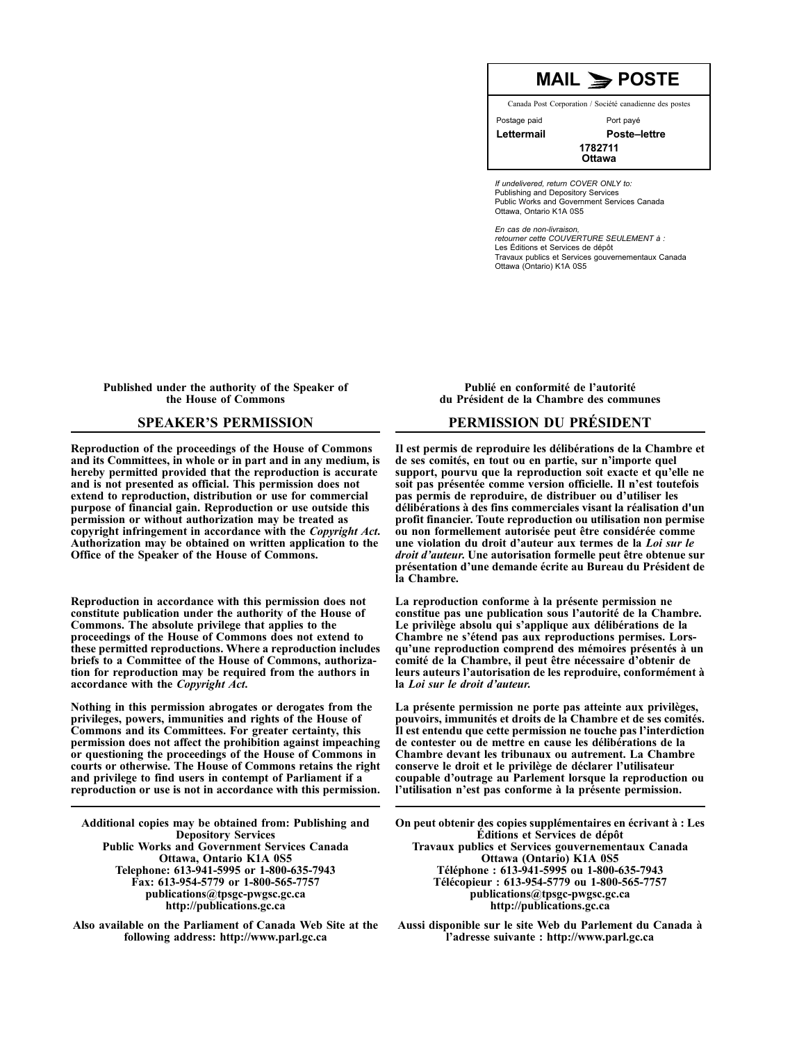**MAIL POSTE**

Canada Post Corporation / Société canadienne des postes

Postage paid — Port payé

**Lettermail — Poste–lettre**

**1782711**
**Ottawa**

*If undelivered, return COVER ONLY to:*
Publishing and Depository Services
Public Works and Government Services Canada
Ottawa, Ontario K1A 0S5

*En cas de non-livraison,*
*retourner cette COUVERTURE SEULEMENT à :*
Les Éditions et Services de dépôt
Travaux publics et Services gouvernementaux Canada
Ottawa (Ontario) K1A 0S5

**Published under the authority of the Speaker of the House of Commons**

## SPEAKER'S PERMISSION

**Reproduction of the proceedings of the House of Commons and its Committees, in whole or in part and in any medium, is hereby permitted provided that the reproduction is accurate and is not presented as official. This permission does not extend to reproduction, distribution or use for commercial purpose of financial gain. Reproduction or use outside this permission or without authorization may be treated as copyright infringement in accordance with the *Copyright Act*. Authorization may be obtained on written application to the Office of the Speaker of the House of Commons.**

**Reproduction in accordance with this permission does not constitute publication under the authority of the House of Commons. The absolute privilege that applies to the proceedings of the House of Commons does not extend to these permitted reproductions. Where a reproduction includes briefs to a Committee of the House of Commons, authorization for reproduction may be required from the authors in accordance with the *Copyright Act*.**

**Nothing in this permission abrogates or derogates from the privileges, powers, immunities and rights of the House of Commons and its Committees. For greater certainty, this permission does not affect the prohibition against impeaching or questioning the proceedings of the House of Commons in courts or otherwise. The House of Commons retains the right and privilege to find users in contempt of Parliament if a reproduction or use is not in accordance with this permission.**

**Additional copies may be obtained from: Publishing and Depository Services**
**Public Works and Government Services Canada**
**Ottawa, Ontario K1A 0S5**
**Telephone: 613-941-5995 or 1-800-635-7943**
**Fax: 613-954-5779 or 1-800-565-7757**
**publications@tpsgc-pwgsc.gc.ca**
**http://publications.gc.ca**

**Also available on the Parliament of Canada Web Site at the following address: http://www.parl.gc.ca**

**Publié en conformité de l'autorité du Président de la Chambre des communes**

## PERMISSION DU PRÉSIDENT

**Il est permis de reproduire les délibérations de la Chambre et de ses comités, en tout ou en partie, sur n'importe quel support, pourvu que la reproduction soit exacte et qu'elle ne soit pas présentée comme version officielle. Il n'est toutefois pas permis de reproduire, de distribuer ou d'utiliser les délibérations à des fins commerciales visant la réalisation d'un profit financier. Toute reproduction ou utilisation non permise ou non formellement autorisée peut être considérée comme une violation du droit d'auteur aux termes de la *Loi sur le droit d'auteur*. Une autorisation formelle peut être obtenue sur présentation d'une demande écrite au Bureau du Président de la Chambre.**

**La reproduction conforme à la présente permission ne constitue pas une publication sous l'autorité de la Chambre. Le privilège absolu qui s'applique aux délibérations de la Chambre ne s'étend pas aux reproductions permises. Lorsqu'une reproduction comprend des mémoires présentés à un comité de la Chambre, il peut être nécessaire d'obtenir de leurs auteurs l'autorisation de les reproduire, conformément à la *Loi sur le droit d'auteur*.**

**La présente permission ne porte pas atteinte aux privilèges, pouvoirs, immunités et droits de la Chambre et de ses comités. Il est entendu que cette permission ne touche pas l'interdiction de contester ou de mettre en cause les délibérations de la Chambre devant les tribunaux ou autrement. La Chambre conserve le droit et le privilège de déclarer l'utilisateur coupable d'outrage au Parlement lorsque la reproduction ou l'utilisation n'est pas conforme à la présente permission.**

**On peut obtenir des copies supplémentaires en écrivant à : Les Éditions et Services de dépôt**
**Travaux publics et Services gouvernementaux Canada**
**Ottawa (Ontario) K1A 0S5**
**Téléphone : 613-941-5995 ou 1-800-635-7943**
**Télécopieur : 613-954-5779 ou 1-800-565-7757**
**publications@tpsgc-pwgsc.gc.ca**
**http://publications.gc.ca**

**Aussi disponible sur le site Web du Parlement du Canada à l'adresse suivante : http://www.parl.gc.ca**